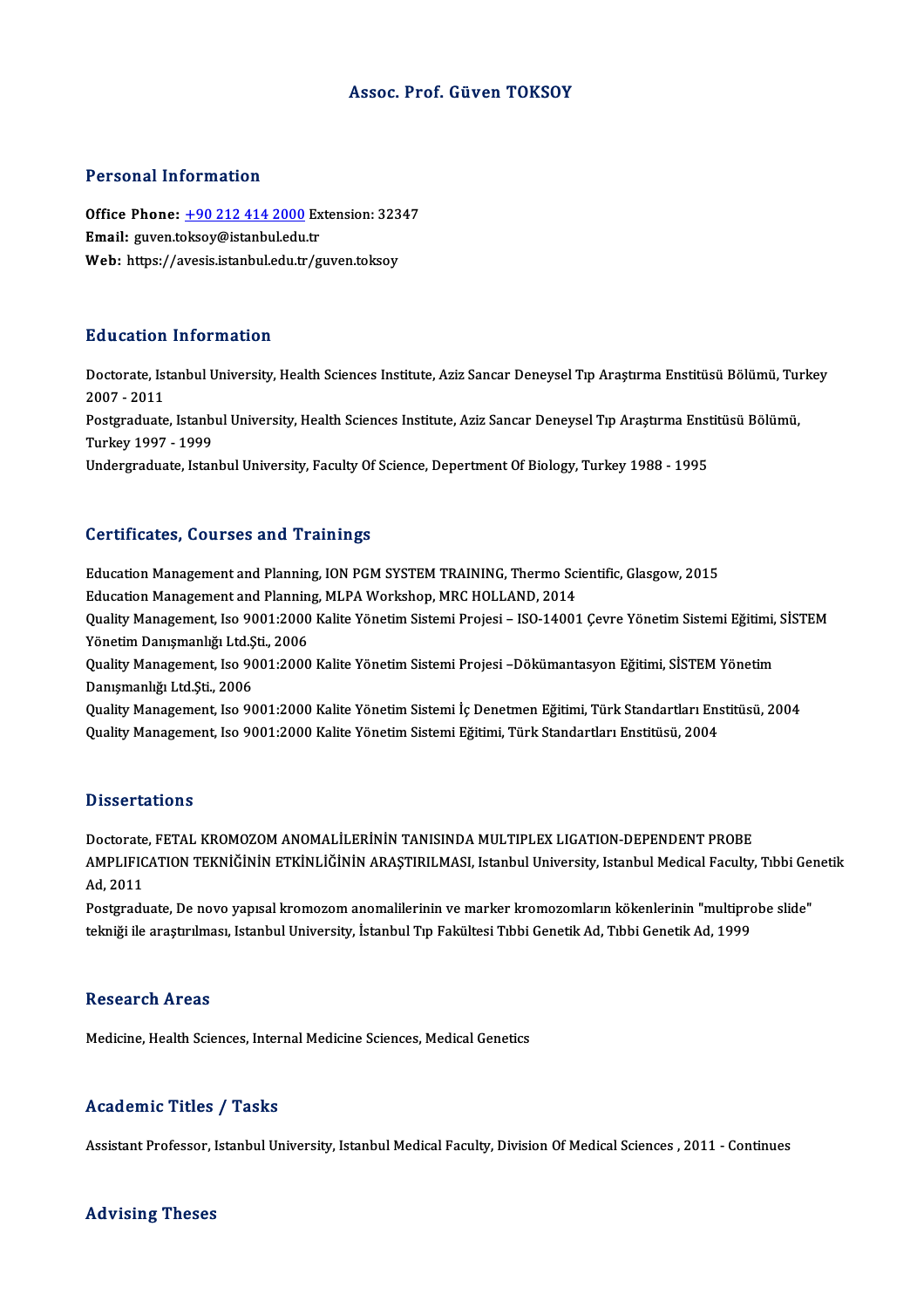# Assoc. Prof. Güven TOKSOY

## Personal Information

**Office Phone:** +90 212 414 2000 Extension: 32347
**Email:** guven.toksoy@istanbul.edu.tr
**Web:** https://avesis.istanbul.edu.tr/guven.toksoy

## Education Information

Doctorate, Istanbul University, Health Sciences Institute, Aziz Sancar Deneysel Tıp Araştırma Enstitüsü Bölümü, Turkey 2007 - 2011

Postgraduate, Istanbul University, Health Sciences Institute, Aziz Sancar Deneysel Tıp Araştırma Enstitüsü Bölümü, Turkey 1997 - 1999

Undergraduate, Istanbul University, Faculty Of Science, Depertment Of Biology, Turkey 1988 - 1995

## Certificates, Courses and Trainings

Education Management and Planning, ION PGM SYSTEM TRAINING, Thermo Scientific, Glasgow, 2015

Education Management and Planning, MLPA Workshop, MRC HOLLAND, 2014

Quality Management, Iso 9001:2000 Kalite Yönetim Sistemi Projesi – ISO-14001 Çevre Yönetim Sistemi Eğitimi, SİSTEM Yönetim Danışmanlığı Ltd.Şti., 2006

Quality Management, Iso 9001:2000 Kalite Yönetim Sistemi Projesi –Dökümantasyon Eğitimi, SİSTEM Yönetim Danışmanlığı Ltd.Şti., 2006

Quality Management, Iso 9001:2000 Kalite Yönetim Sistemi İç Denetmen Eğitimi, Türk Standartları Enstitüsü, 2004

Quality Management, Iso 9001:2000 Kalite Yönetim Sistemi Eğitimi, Türk Standartları Enstitüsü, 2004

## Dissertations

Doctorate, FETAL KROMOZOM ANOMALİLERİNİN TANISINDA MULTIPLEX LIGATION-DEPENDENT PROBE AMPLIFICATION TEKNİĞİNİN ETKİNLİĞİNİN ARAŞTIRILMASI, Istanbul University, Istanbul Medical Faculty, Tıbbi Genetik Ad, 2011

Postgraduate, De novo yapısal kromozom anomalilerinin ve marker kromozomların kökenlerinin "multiprobe slide" tekniği ile araştırılması, Istanbul University, İstanbul Tıp Fakültesi Tıbbi Genetik Ad, Tıbbi Genetik Ad, 1999

## Research Areas

Medicine, Health Sciences, Internal Medicine Sciences, Medical Genetics

## Academic Titles / Tasks

Assistant Professor, Istanbul University, Istanbul Medical Faculty, Division Of Medical Sciences , 2011 - Continues

## Advising Theses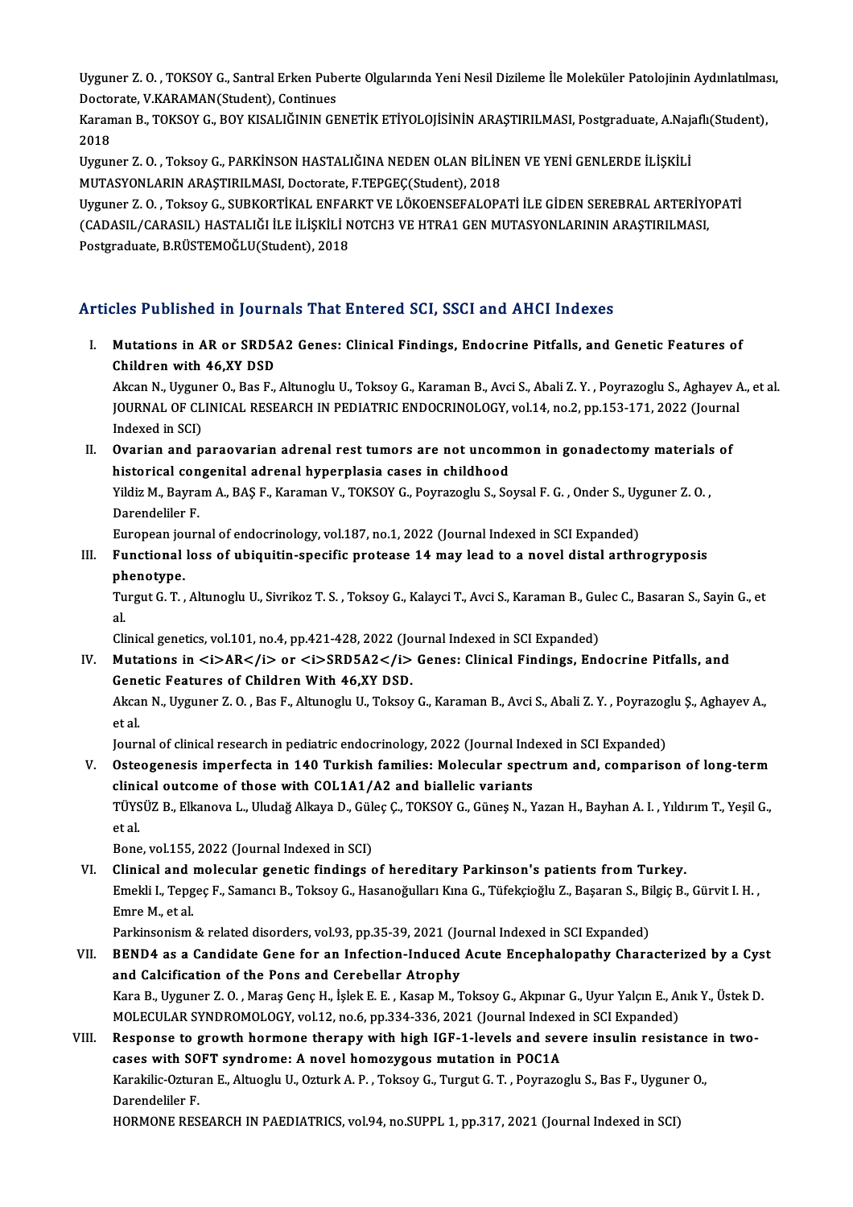Uygunet Z. O. , TOKSOY G., Santral Erken Puberte Olgularında Yeni Nesil Dizileme İle Moleküler Patolojinin Aydınlatılması, Doctorate, V.KARAMAN(Student), Continues

Karaman B., TOKSOY G., BOY KISALIĞININ GENETİK ETİYOLOJİSİNİN ARAŞTIRILMASI, Postgraduate, A.Najaflı(Student), 2018

Uygunet Z. O. , Toksoy G., PARKİNSON HASTALIĞINA NEDEN OLAN BİLİNEN VE YENİ GENLERDE İLİŞKİLİ MUTASYONLARIN ARAŞTIRILMASI, Doctorate, F.TEPGEÇ(Student), 2018

Uygunet Z. O. , Toksoy G., SUBKORTİKAL ENFARKT VE LÖKOENSEFALOPATİ İLE GİDEN SEREBRAL ARTERİYOPATİ (CADASIL/CARASIL) HASTALIĞI İLE İLİŞKİLİ NOTCH3 VE HTRA1 GEN MUTASYONLARININ ARAŞTIRILMASI, Postgraduate, B.RÜSTEMOĞLU(Student), 2018

## Articles Published in Journals That Entered SCI, SSCI and AHCI Indexes

I. **Mutations in AR or SRD5A2 Genes: Clinical Findings, Endocrine Pitfalls, and Genetic Features of Children with 46,XY DSD**
Akcan N., Uyguner O., Bas F., Altunoglu U., Toksoy G., Karaman B., Avci S., Abali Z. Y. , Poyrazoglu S., Aghayev A., et al.
JOURNAL OF CLINICAL RESEARCH IN PEDIATRIC ENDOCRINOLOGY, vol.14, no.2, pp.153-171, 2022 (Journal Indexed in SCI)

II. **Ovarian and paraovarian adrenal rest tumors are not uncommon in gonadectomy materials of historical congenital adrenal hyperplasia cases in childhood**
Yildiz M., Bayram A., BAŞ F., Karaman V., TOKSOY G., Poyrazoglu S., Soysal F. G. , Onder S., Uyguner Z. O. , Darendeliler F.
European journal of endocrinology, vol.187, no.1, 2022 (Journal Indexed in SCI Expanded)

III. **Functional loss of ubiquitin-specific protease 14 may lead to a novel distal arthrogryposis phenotype.**
Turgut G. T. , Altunoglu U., Sivrikoz T. S. , Toksoy G., Kalayci T., Avci S., Karaman B., Gulec C., Basaran S., Sayin G., et al.
Clinical genetics, vol.101, no.4, pp.421-428, 2022 (Journal Indexed in SCI Expanded)

IV. **Mutations in <i>AR</i> or <i>SRD5A2</i> Genes: Clinical Findings, Endocrine Pitfalls, and Genetic Features of Children With 46,XY DSD.**
Akcan N., Uyguner Z. O. , Bas F., Altunoglu U., Toksoy G., Karaman B., Avci S., Abali Z. Y. , Poyrazoglu Ş., Aghayev A., et al.
Journal of clinical research in pediatric endocrinology, 2022 (Journal Indexed in SCI Expanded)

V. **Osteogenesis imperfecta in 140 Turkish families: Molecular spectrum and, comparison of long-term clinical outcome of those with COL1A1/A2 and biallelic variants**
TÜYSÜZ B., Elkanova L., Uludağ Alkaya D., Güleç Ç., TOKSOY G., Güneş N., Yazan H., Bayhan A. I. , Yıldırım T., Yeşil G., et al.
Bone, vol.155, 2022 (Journal Indexed in SCI)

VI. **Clinical and molecular genetic findings of hereditary Parkinson's patients from Turkey.**
Emekli I., Tepgeç F., Samancı B., Toksoy G., Hasanoğulları Kına G., Tüfekçioğlu Z., Başaran S., Bilgiç B., Gürvit I. H. , Emre M., et al.
Parkinsonism & related disorders, vol.93, pp.35-39, 2021 (Journal Indexed in SCI Expanded)

VII. **BEND4 as a Candidate Gene for an Infection-Induced Acute Encephalopathy Characterized by a Cyst and Calcification of the Pons and Cerebellar Atrophy**
Kara B., Uyguner Z. O. , Maraş Genç H., İşlek E. E. , Kasap M., Toksoy G., Akpınar G., Uyur Yalçın E., Anık Y., Üstek D.
MOLECULAR SYNDROMOLOGY, vol.12, no.6, pp.334-336, 2021 (Journal Indexed in SCI Expanded)

VIII. **Response to growth hormone therapy with high IGF-1-levels and severe insulin resistance in two-cases with SOFT syndrome: A novel homozygous mutation in POC1A**
Karakilic-Ozturan E., Altuoglu U., Ozturk A. P. , Toksoy G., Turgut G. T. , Poyrazoglu S., Bas F., Uyguner O., Darendeliler F.
HORMONE RESEARCH IN PAEDIATRICS, vol.94, no.SUPPL 1, pp.317, 2021 (Journal Indexed in SCI)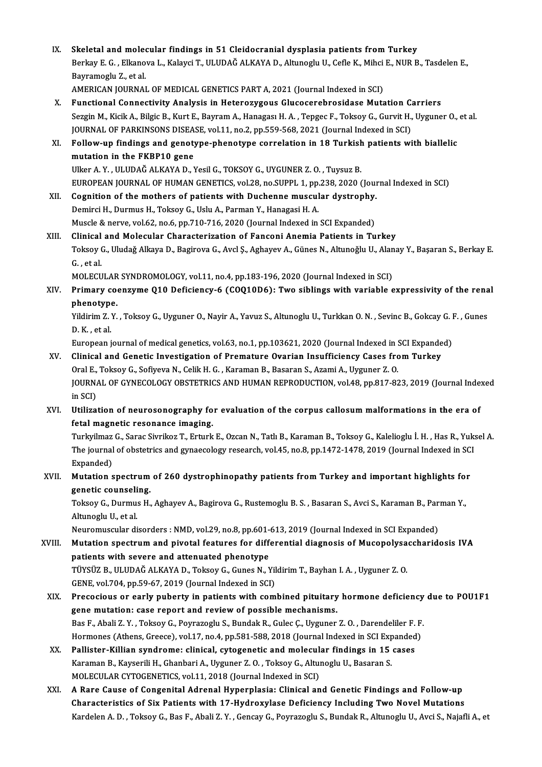IX. **Skeletal and molecular findings in 51 Cleidocranial dysplasia patients from Turkey**
Berkay E. G. , Elkanova L., Kalayci T., ULUDAĞ ALKAYA D., Altunoglu U., Cefle K., Mihci E., NUR B., Tasdelen E., Bayramoglu Z., et al.
AMERICAN JOURNAL OF MEDICAL GENETICS PART A, 2021 (Journal Indexed in SCI)

X. **Functional Connectivity Analysis in Heterozygous Glucocerebrosidase Mutation Carriers**
Sezgin M., Kicik A., Bilgic B., Kurt E., Bayram A., Hanagası H. A. , Tepgec F., Toksoy G., Gurvit H., Uyguner O., et al.
JOURNAL OF PARKINSONS DISEASE, vol.11, no.2, pp.559-568, 2021 (Journal Indexed in SCI)

XI. **Follow-up findings and genotype-phenotype correlation in 18 Turkish patients with biallelic mutation in the FKBP10 gene**
Ulker A. Y. , ULUDAĞ ALKAYA D., Yesil G., TOKSOY G., UYGUNER Z. O. , Tuysuz B.
EUROPEAN JOURNAL OF HUMAN GENETICS, vol.28, no.SUPPL 1, pp.238, 2020 (Journal Indexed in SCI)

XII. **Cognition of the mothers of patients with Duchenne muscular dystrophy.**
Demirci H., Durmus H., Toksoy G., Uslu A., Parman Y., Hanagasi H. A.
Muscle & nerve, vol.62, no.6, pp.710-716, 2020 (Journal Indexed in SCI Expanded)

XIII. **Clinical and Molecular Characterization of Fanconi Anemia Patients in Turkey**
Toksoy G., Uludağ Alkaya D., Bagirova G., Avcl Ş., Aghayev A., Günes N., Altunoğlu U., Alanay Y., Başaran S., Berkay E. G. , et al.
MOLECULAR SYNDROMOLOGY, vol.11, no.4, pp.183-196, 2020 (Journal Indexed in SCI)

XIV. **Primary coenzyme Q10 Deficiency-6 (COQ10D6): Two siblings with variable expressivity of the renal phenotype.**
Yildirim Z. Y. , Toksoy G., Uyguner O., Nayir A., Yavuz S., Altunoglu U., Turkkan O. N. , Sevinc B., Gokcay G. F. , Gunes D. K. , et al.
European journal of medical genetics, vol.63, no.1, pp.103621, 2020 (Journal Indexed in SCI Expanded)

XV. **Clinical and Genetic Investigation of Premature Ovarian Insufficiency Cases from Turkey**
Oral E., Toksoy G., Sofiyeva N., Celik H. G. , Karaman B., Basaran S., Azami A., Uyguner Z. O.
JOURNAL OF GYNECOLOGY OBSTETRICS AND HUMAN REPRODUCTION, vol.48, pp.817-823, 2019 (Journal Indexed in SCI)

XVI. **Utilization of neurosonography for evaluation of the corpus callosum malformations in the era of fetal magnetic resonance imaging.**
Turkyilmaz G., Sarac Sivrikoz T., Erturk E., Ozcan N., Tatlı B., Karaman B., Toksoy G., Kalelioglu İ. H. , Has R., Yuksel A.
The journal of obstetrics and gynaecology research, vol.45, no.8, pp.1472-1478, 2019 (Journal Indexed in SCI Expanded)

XVII. **Mutation spectrum of 260 dystrophinopathy patients from Turkey and important highlights for genetic counseling.**
Toksoy G., Durmus H., Aghayev A., Bagirova G., Rustemoglu B. S. , Basaran S., Avci S., Karaman B., Parman Y., Altunoglu U., et al.
Neuromuscular disorders : NMD, vol.29, no.8, pp.601-613, 2019 (Journal Indexed in SCI Expanded)

XVIII. **Mutation spectrum and pivotal features for differential diagnosis of Mucopolysaccharidosis IVA patients with severe and attenuated phenotype**
TÜYSÜZ B., ULUDAĞ ALKAYA D., Toksoy G., Gunes N., Yildirim T., Bayhan I. A. , Uyguner Z. O.
GENE, vol.704, pp.59-67, 2019 (Journal Indexed in SCI)

XIX. **Precocious or early puberty in patients with combined pituitary hormone deficiency due to POU1F1 gene mutation: case report and review of possible mechanisms.**
Bas F., Abali Z. Y. , Toksoy G., Poyrazoglu S., Bundak R., Gulec Ç., Uyguner Z. O. , Darendeliler F. F.
Hormones (Athens, Greece), vol.17, no.4, pp.581-588, 2018 (Journal Indexed in SCI Expanded)

XX. **Pallister-Killian syndrome: clinical, cytogenetic and molecular findings in 15 cases**
Karaman B., Kayserili H., Ghanbari A., Uyguner Z. O. , Toksoy G., Altunoglu U., Basaran S.
MOLECULAR CYTOGENETICS, vol.11, 2018 (Journal Indexed in SCI)

XXI. **A Rare Cause of Congenital Adrenal Hyperplasia: Clinical and Genetic Findings and Follow-up Characteristics of Six Patients with 17-Hydroxylase Deficiency Including Two Novel Mutations**
Kardelen A. D. , Toksoy G., Bas F., Abali Z. Y. , Gencay G., Poyrazoglu S., Bundak R., Altunoglu U., Avci S., Najafli A., et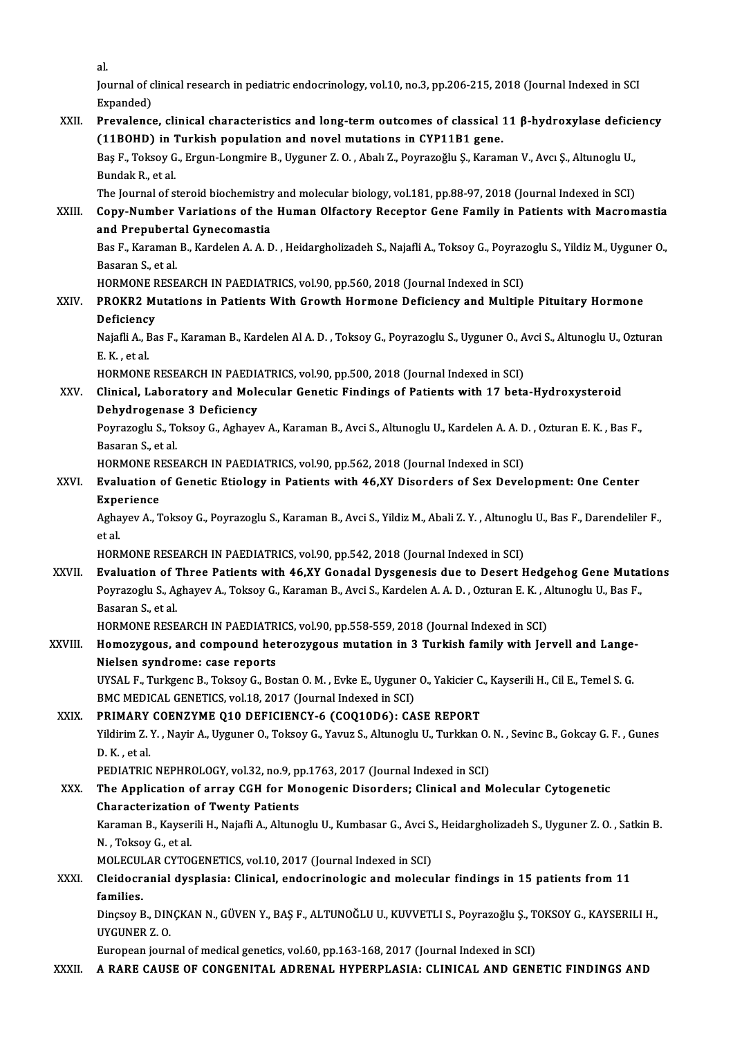al.

Journal of clinical research in pediatric endocrinology, vol.10, no.3, pp.206-215, 2018 (Journal Indexed in SCI Expanded)

XXII. **Prevalence, clinical characteristics and long-term outcomes of classical 11 β-hydroxylase deficiency (11BOHD) in Turkish population and novel mutations in CYP11B1 gene.**
Baş F., Toksoy G., Ergun-Longmire B., Uyguner Z. O. , Abalı Z., Poyrazoğlu Ş., Karaman V., Avcı Ş., Altunoglu U., Bundak R., et al.
The Journal of steroid biochemistry and molecular biology, vol.181, pp.88-97, 2018 (Journal Indexed in SCI)

XXIII. **Copy-Number Variations of the Human Olfactory Receptor Gene Family in Patients with Macromastia and Prepubertal Gynecomastia**
Bas F., Karaman B., Kardelen A. A. D. , Heidargholizadeh S., Najafli A., Toksoy G., Poyrazoglu S., Yildiz M., Uyguner O., Basaran S., et al.
HORMONE RESEARCH IN PAEDIATRICS, vol.90, pp.560, 2018 (Journal Indexed in SCI)

XXIV. **PROKR2 Mutations in Patients With Growth Hormone Deficiency and Multiple Pituitary Hormone Deficiency**
Najafli A., Bas F., Karaman B., Kardelen Al A. D. , Toksoy G., Poyrazoglu S., Uyguner O., Avci S., Altunoglu U., Ozturan E. K. , et al.
HORMONE RESEARCH IN PAEDIATRICS, vol.90, pp.500, 2018 (Journal Indexed in SCI)

XXV. **Clinical, Laboratory and Molecular Genetic Findings of Patients with 17 beta-Hydroxysteroid Dehydrogenase 3 Deficiency**
Poyrazoglu S., Toksoy G., Aghayev A., Karaman B., Avci S., Altunoglu U., Kardelen A. A. D. , Ozturan E. K. , Bas F., Basaran S., et al.
HORMONE RESEARCH IN PAEDIATRICS, vol.90, pp.562, 2018 (Journal Indexed in SCI)

XXVI. **Evaluation of Genetic Etiology in Patients with 46,XY Disorders of Sex Development: One Center Experience**
Aghayev A., Toksoy G., Poyrazoglu S., Karaman B., Avci S., Yildiz M., Abali Z. Y. , Altunoglu U., Bas F., Darendeliler F., et al.
HORMONE RESEARCH IN PAEDIATRICS, vol.90, pp.542, 2018 (Journal Indexed in SCI)

XXVII. **Evaluation of Three Patients with 46,XY Gonadal Dysgenesis due to Desert Hedgehog Gene Mutations**
Poyrazoglu S., Aghayev A., Toksoy G., Karaman B., Avci S., Kardelen A. A. D. , Ozturan E. K. , Altunoglu U., Bas F., Basaran S., et al.
HORMONE RESEARCH IN PAEDIATRICS, vol.90, pp.558-559, 2018 (Journal Indexed in SCI)

XXVIII. **Homozygous, and compound heterozygous mutation in 3 Turkish family with Jervell and Lange-Nielsen syndrome: case reports**
UYSAL F., Turkgenc B., Toksoy G., Bostan O. M. , Evke E., Uyguner O., Yakicier C., Kayserili H., Cil E., Temel S. G.
BMC MEDICAL GENETICS, vol.18, 2017 (Journal Indexed in SCI)

XXIX. **PRIMARY COENZYME Q10 DEFICIENCY-6 (COQ10D6): CASE REPORT**
Yildirim Z. Y. , Nayir A., Uyguner O., Toksoy G., Yavuz S., Altunoglu U., Turkkan O. N. , Sevinc B., Gokcay G. F. , Gunes D. K. , et al.
PEDIATRIC NEPHROLOGY, vol.32, no.9, pp.1763, 2017 (Journal Indexed in SCI)

XXX. **The Application of array CGH for Monogenic Disorders; Clinical and Molecular Cytogenetic Characterization of Twenty Patients**
Karaman B., Kayserili H., Najafli A., Altunoglu U., Kumbasar G., Avci S., Heidargholizadeh S., Uyguner Z. O. , Satkin B. N. , Toksoy G., et al.
MOLECULAR CYTOGENETICS, vol.10, 2017 (Journal Indexed in SCI)

XXXI. **Cleidocranial dysplasia: Clinical, endocrinologic and molecular findings in 15 patients from 11 families.**
Dinçsoy B., DINÇKAN N., GÜVEN Y., BAŞ F., ALTUNOĞLU U., KUVVETLI S., Poyrazoğlu Ş., TOKSOY G., KAYSERILI H., UYGUNER Z. O.
European journal of medical genetics, vol.60, pp.163-168, 2017 (Journal Indexed in SCI)

XXXII. **A RARE CAUSE OF CONGENITAL ADRENAL HYPERPLASIA: CLINICAL AND GENETIC FINDINGS AND**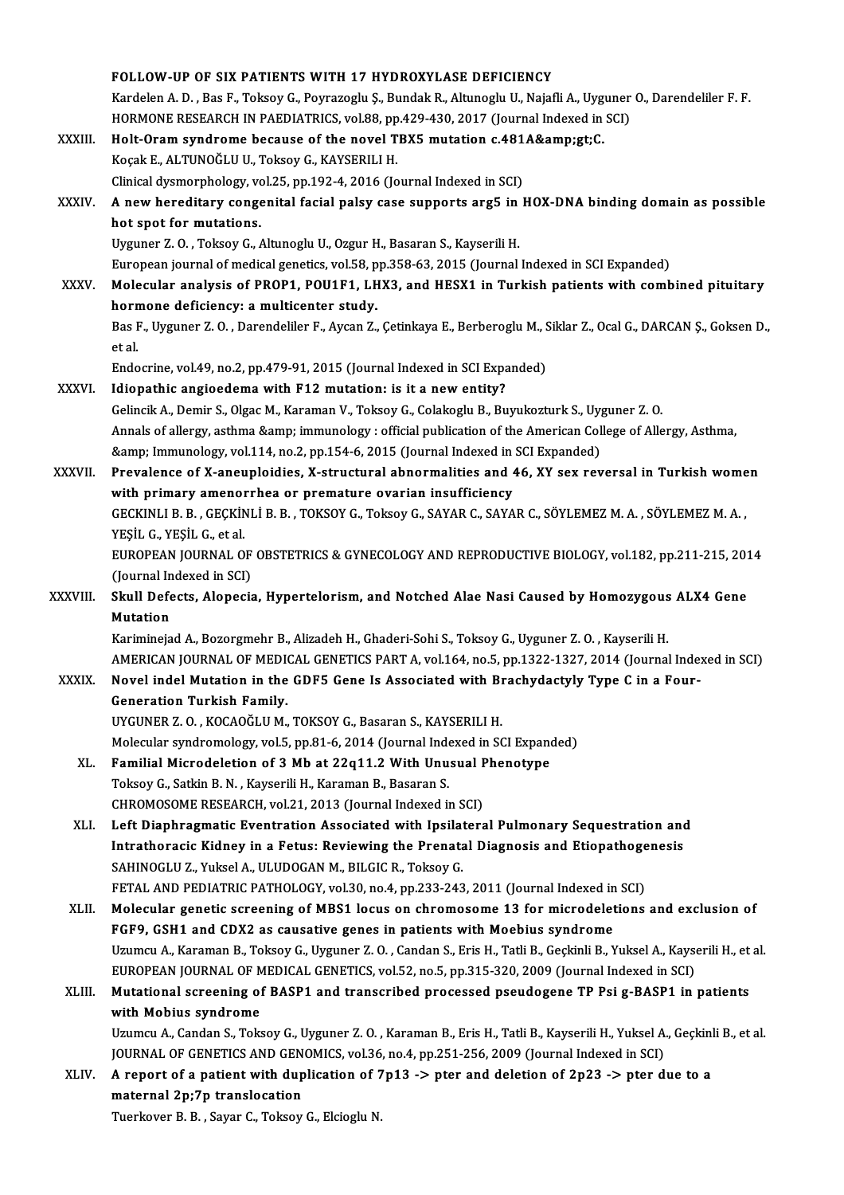**FOLLOW-UP OF SIX PATIENTS WITH 17 HYDROXYLASE DEFICIENCY**
Kardelen A. D. , Bas F., Toksoy G., Poyrazoglu Ş., Bundak R., Altunoglu U., Najafli A., Uyguner O., Darendeliler F. F.
HORMONE RESEARCH IN PAEDIATRICS, vol.88, pp.429-430, 2017 (Journal Indexed in SCI)

XXXIII. **Holt-Oram syndrome because of the novel TBX5 mutation c.481A&amp;gt;C.**
Koçak E., ALTUNOĞLU U., Toksoy G., KAYSERILI H.
Clinical dysmorphology, vol.25, pp.192-4, 2016 (Journal Indexed in SCI)

XXXIV. **A new hereditary congenital facial palsy case supports arg5 in HOX-DNA binding domain as possible hot spot for mutations.**
Uyguner Z. O. , Toksoy G., Altunoglu U., Ozgur H., Basaran S., Kayserili H.
European journal of medical genetics, vol.58, pp.358-63, 2015 (Journal Indexed in SCI Expanded)

XXXV. **Molecular analysis of PROP1, POU1F1, LHX3, and HESX1 in Turkish patients with combined pituitary hormone deficiency: a multicenter study.**
Bas F., Uyguner Z. O. , Darendeliler F., Aycan Z., Çetinkaya E., Berberoglu M., Siklar Z., Ocal G., DARCAN Ş., Goksen D., et al.
Endocrine, vol.49, no.2, pp.479-91, 2015 (Journal Indexed in SCI Expanded)

XXXVI. **Idiopathic angioedema with F12 mutation: is it a new entity?**
Gelincik A., Demir S., Olgac M., Karaman V., Toksoy G., Colakoglu B., Buyukozturk S., Uyguner Z. O.
Annals of allergy, asthma &amp; immunology : official publication of the American College of Allergy, Asthma, &amp; Immunology, vol.114, no.2, pp.154-6, 2015 (Journal Indexed in SCI Expanded)

XXXVII. **Prevalence of X-aneuploidies, X-structural abnormalities and 46, XY sex reversal in Turkish women with primary amenorrhea or premature ovarian insufficiency**
GECKINLI B. B. , GEÇKİNLİ B. B. , TOKSOY G., Toksoy G., SAYAR C., SAYAR C., SÖYLEMEZ M. A. , SÖYLEMEZ M. A. , YEŞİL G., YEŞİL G., et al.
EUROPEAN JOURNAL OF OBSTETRICS & GYNECOLOGY AND REPRODUCTIVE BIOLOGY, vol.182, pp.211-215, 2014 (Journal Indexed in SCI)

XXXVIII. **Skull Defects, Alopecia, Hypertelorism, and Notched Alae Nasi Caused by Homozygous ALX4 Gene Mutation**
Kariminejad A., Bozorgmehr B., Alizadeh H., Ghaderi-Sohi S., Toksoy G., Uyguner Z. O. , Kayserili H.
AMERICAN JOURNAL OF MEDICAL GENETICS PART A, vol.164, no.5, pp.1322-1327, 2014 (Journal Indexed in SCI)

XXXIX. **Novel indel Mutation in the GDF5 Gene Is Associated with Brachydactyly Type C in a Four-Generation Turkish Family.**
UYGUNER Z. O. , KOCAOĞLU M., TOKSOY G., Basaran S., KAYSERILI H.
Molecular syndromology, vol.5, pp.81-6, 2014 (Journal Indexed in SCI Expanded)

XL. **Familial Microdeletion of 3 Mb at 22q11.2 With Unusual Phenotype**
Toksoy G., Satkin B. N. , Kayserili H., Karaman B., Basaran S.
CHROMOSOME RESEARCH, vol.21, 2013 (Journal Indexed in SCI)

XLI. **Left Diaphragmatic Eventration Associated with Ipsilateral Pulmonary Sequestration and Intrathoracic Kidney in a Fetus: Reviewing the Prenatal Diagnosis and Etiopathogenesis**
SAHINOGLU Z., Yuksel A., ULUDOGAN M., BILGIC R., Toksoy G.
FETAL AND PEDIATRIC PATHOLOGY, vol.30, no.4, pp.233-243, 2011 (Journal Indexed in SCI)

XLII. **Molecular genetic screening of MBS1 locus on chromosome 13 for microdeletions and exclusion of FGF9, GSH1 and CDX2 as causative genes in patients with Moebius syndrome**
Uzumcu A., Karaman B., Toksoy G., Uyguner Z. O. , Candan S., Eris H., Tatli B., Geçkinli B., Yuksel A., Kayserili H., et al.
EUROPEAN JOURNAL OF MEDICAL GENETICS, vol.52, no.5, pp.315-320, 2009 (Journal Indexed in SCI)

XLIII. **Mutational screening of BASP1 and transcribed processed pseudogene TP Psi g-BASP1 in patients with Mobius syndrome**
Uzumcu A., Candan S., Toksoy G., Uyguner Z. O. , Karaman B., Eris H., Tatli B., Kayserili H., Yuksel A., Geçkinli B., et al.
JOURNAL OF GENETICS AND GENOMICS, vol.36, no.4, pp.251-256, 2009 (Journal Indexed in SCI)

XLIV. **A report of a patient with duplication of 7p13 -> pter and deletion of 2p23 -> pter due to a maternal 2p;7p translocation**
Tuerkover B. B. , Sayar C., Toksoy G., Elcioglu N.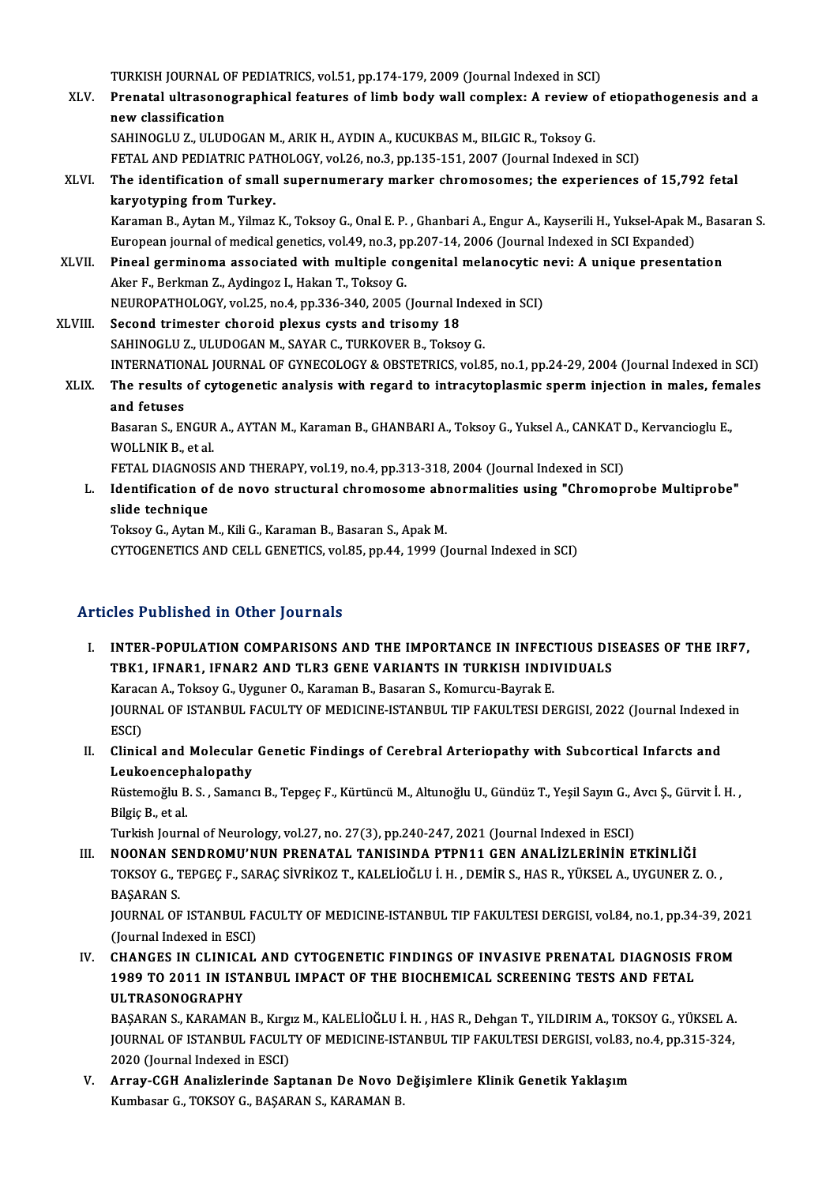TURKISH JOURNAL OF PEDIATRICS, vol.51, pp.174-179, 2009 (Journal Indexed in SCI)

XLV. **Prenatal ultrasonographical features of limb body wall complex: A review of etiopathogenesis and a new classification**
SAHINOGLU Z., ULUDOGAN M., ARIK H., AYDIN A., KUCUKBAS M., BILGIC R., Toksoy G.
FETAL AND PEDIATRIC PATHOLOGY, vol.26, no.3, pp.135-151, 2007 (Journal Indexed in SCI)

XLVI. **The identification of small supernumerary marker chromosomes; the experiences of 15,792 fetal karyotyping from Turkey.**
Karaman B., Aytan M., Yilmaz K., Toksoy G., Onal E. P. , Ghanbari A., Engur A., Kayserili H., Yuksel-Apak M., Basaran S.
European journal of medical genetics, vol.49, no.3, pp.207-14, 2006 (Journal Indexed in SCI Expanded)

XLVII. **Pineal germinoma associated with multiple congenital melanocytic nevi: A unique presentation**
Aker F., Berkman Z., Aydingoz I., Hakan T., Toksoy G.
NEUROPATHOLOGY, vol.25, no.4, pp.336-340, 2005 (Journal Indexed in SCI)

XLVIII. **Second trimester choroid plexus cysts and trisomy 18**
SAHINOGLU Z., ULUDOGAN M., SAYAR C., TURKOVER B., Toksoy G.
INTERNATIONAL JOURNAL OF GYNECOLOGY & OBSTETRICS, vol.85, no.1, pp.24-29, 2004 (Journal Indexed in SCI)

XLIX. **The results of cytogenetic analysis with regard to intracytoplasmic sperm injection in males, females and fetuses**
Basaran S., ENGUR A., AYTAN M., Karaman B., GHANBARI A., Toksoy G., Yuksel A., CANKAT D., Kervancioglu E., WOLLNIK B., et al.
FETAL DIAGNOSIS AND THERAPY, vol.19, no.4, pp.313-318, 2004 (Journal Indexed in SCI)

L. **Identification of de novo structural chromosome abnormalities using "Chromoprobe Multiprobe" slide technique**
Toksoy G., Aytan M., Kili G., Karaman B., Basaran S., Apak M.
CYTOGENETICS AND CELL GENETICS, vol.85, pp.44, 1999 (Journal Indexed in SCI)

## Articles Published in Other Journals

I. **INTER-POPULATION COMPARISONS AND THE IMPORTANCE IN INFECTIOUS DISEASES OF THE IRF7, TBK1, IFNAR1, IFNAR2 AND TLR3 GENE VARIANTS IN TURKISH INDIVIDUALS**
Karacan A., Toksoy G., Uyguner O., Karaman B., Basaran S., Komurcu-Bayrak E.
JOURNAL OF ISTANBUL FACULTY OF MEDICINE-ISTANBUL TIP FAKULTESI DERGISI, 2022 (Journal Indexed in ESCI)

II. **Clinical and Molecular Genetic Findings of Cerebral Arteriopathy with Subcortical Infarcts and Leukoencephalopathy**
Rüstemoğlu B. S. , Samancı B., Tepgeç F., Kürtüncü M., Altunoğlu U., Gündüz T., Yeşil Sayın G., Avcı Ş., Gürvit İ. H. , Bilgiç B., et al.
Turkish Journal of Neurology, vol.27, no. 27(3), pp.240-247, 2021 (Journal Indexed in ESCI)

III. **NOONAN SENDROMU'NUN PRENATAL TANISINDA PTPN11 GEN ANALİZLERİNİN ETKİNLİĞİ**
TOKSOY G., TEPGEÇ F., SARAÇ SİVRİKOZ T., KALELİOĞLU İ. H. , DEMİR S., HAS R., YÜKSEL A., UYGUNER Z. O. , BAŞARAN S.
JOURNAL OF ISTANBUL FACULTY OF MEDICINE-ISTANBUL TIP FAKULTESI DERGISI, vol.84, no.1, pp.34-39, 2021 (Journal Indexed in ESCI)

IV. **CHANGES IN CLINICAL AND CYTOGENETIC FINDINGS OF INVASIVE PRENATAL DIAGNOSIS FROM 1989 TO 2011 IN ISTANBUL IMPACT OF THE BIOCHEMICAL SCREENING TESTS AND FETAL ULTRASONOGRAPHY**
BAŞARAN S., KARAMAN B., Kırgız M., KALELİOĞLU İ. H. , HAS R., Dehgan T., YILDIRIM A., TOKSOY G., YÜKSEL A.
JOURNAL OF ISTANBUL FACULTY OF MEDICINE-ISTANBUL TIP FAKULTESI DERGISI, vol.83, no.4, pp.315-324, 2020 (Journal Indexed in ESCI)

V. **Array-CGH Analizlerinde Saptanan De Novo Değişimlere Klinik Genetik Yaklaşım**
Kumbasar G., TOKSOY G., BAŞARAN S., KARAMAN B.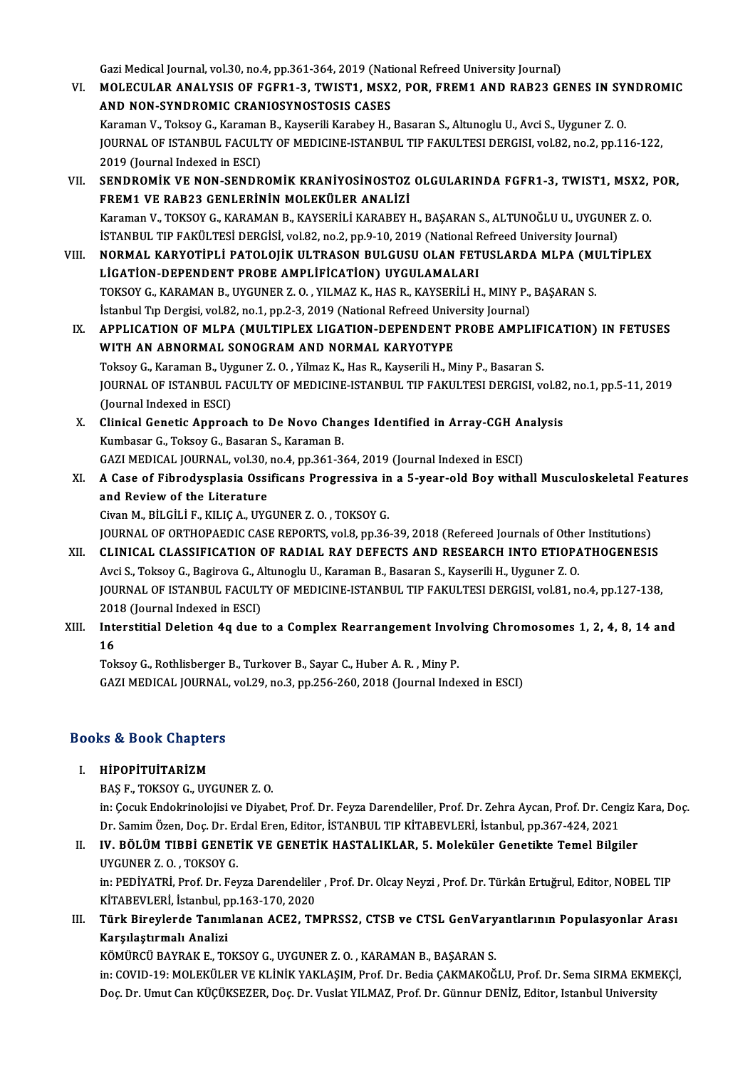Gazi Medical Journal, vol.30, no.4, pp.361-364, 2019 (National Refreed University Journal)

VI. **MOLECULAR ANALYSIS OF FGFR1-3, TWIST1, MSX2, POR, FREM1 AND RAB23 GENES IN SYNDROMIC AND NON-SYNDROMIC CRANIOSYNOSTOSIS CASES**
Karaman V., Toksoy G., Karaman B., Kayserili Karabey H., Basaran S., Altunoglu U., Avci S., Uyguner Z. O.
JOURNAL OF ISTANBUL FACULTY OF MEDICINE-ISTANBUL TIP FAKULTESI DERGISI, vol.82, no.2, pp.116-122, 2019 (Journal Indexed in ESCI)

VII. **SENDROMİK VE NON-SENDROMİK KRANİYOSİNOSTOZ OLGULARINDA FGFR1-3, TWIST1, MSX2, POR, FREM1 VE RAB23 GENLERİNİN MOLEKÜLER ANALİZİ**
Karaman V., TOKSOY G., KARAMAN B., KAYSERİLİ KARABEY H., BAŞARAN S., ALTUNOĞLU U., UYGUNER Z. O.
İSTANBUL TIP FAKÜLTESİ DERGİSİ, vol.82, no.2, pp.9-10, 2019 (National Refreed University Journal)

VIII. **NORMAL KARYOTİPLİ PATOLOJİK ULTRASON BULGUSU OLAN FETUSLARDA MLPA (MULTİPLEX LİGATİON-DEPENDENT PROBE AMPLİFİCATİON) UYGULAMALARI**
TOKSOY G., KARAMAN B., UYGUNER Z. O. , YILMAZ K., HAS R., KAYSERİLİ H., MINY P., BAŞARAN S.
İstanbul Tıp Dergisi, vol.82, no.1, pp.2-3, 2019 (National Refreed University Journal)

IX. **APPLICATION OF MLPA (MULTIPLEX LIGATION-DEPENDENT PROBE AMPLIFICATION) IN FETUSES WITH AN ABNORMAL SONOGRAM AND NORMAL KARYOTYPE**
Toksoy G., Karaman B., Uyguner Z. O. , Yilmaz K., Has R., Kayserili H., Miny P., Basaran S.
JOURNAL OF ISTANBUL FACULTY OF MEDICINE-ISTANBUL TIP FAKULTESI DERGISI, vol.82, no.1, pp.5-11, 2019 (Journal Indexed in ESCI)

X. **Clinical Genetic Approach to De Novo Changes Identified in Array-CGH Analysis**
Kumbasar G., Toksoy G., Basaran S., Karaman B.
GAZI MEDICAL JOURNAL, vol.30, no.4, pp.361-364, 2019 (Journal Indexed in ESCI)

XI. **A Case of Fibrodysplasia Ossificans Progressiva in a 5-year-old Boy withall Musculoskeletal Features and Review of the Literature**
Civan M., BİLGİLİ F., KILIÇ A., UYGUNER Z. O. , TOKSOY G.
JOURNAL OF ORTHOPAEDIC CASE REPORTS, vol.8, pp.36-39, 2018 (Refereed Journals of Other Institutions)

XII. **CLINICAL CLASSIFICATION OF RADIAL RAY DEFECTS AND RESEARCH INTO ETIOPATHOGENESIS**
Avci S., Toksoy G., Bagirova G., Altunoglu U., Karaman B., Basaran S., Kayserili H., Uyguner Z. O.
JOURNAL OF ISTANBUL FACULTY OF MEDICINE-ISTANBUL TIP FAKULTESI DERGISI, vol.81, no.4, pp.127-138, 2018 (Journal Indexed in ESCI)

XIII. **Interstitial Deletion 4q due to a Complex Rearrangement Involving Chromosomes 1, 2, 4, 8, 14 and 16**
Toksoy G., Rothlisberger B., Turkover B., Sayar C., Huber A. R. , Miny P.
GAZI MEDICAL JOURNAL, vol.29, no.3, pp.256-260, 2018 (Journal Indexed in ESCI)

## Books & Book Chapters

I. **HİPOPİTUİTARİZM**
BAŞ F., TOKSOY G., UYGUNER Z. O.
in: Çocuk Endokrinolojisi ve Diyabet, Prof. Dr. Feyza Darendeliler, Prof. Dr. Zehra Aycan, Prof. Dr. Cengiz Kara, Doç. Dr. Samim Özen, Doç. Dr. Erdal Eren, Editor, İSTANBUL TIP KİTABEVLERİ, İstanbul, pp.367-424, 2021

II. **IV. BÖLÜM TIBBİ GENETİK VE GENETİK HASTALIKLAR, 5. Moleküler Genetikte Temel Bilgiler**
UYGUNER Z. O. , TOKSOY G.
in: PEDİYATRİ, Prof. Dr. Feyza Darendeliler , Prof. Dr. Olcay Neyzi , Prof. Dr. Türkân Ertuğrul, Editor, NOBEL TIP KİTABEVLERİ, İstanbul, pp.163-170, 2020

III. **Türk Bireylerde Tanımlanan ACE2, TMPRSS2, CTSB ve CTSL GenVaryantlarının Populasyonlar Arası Karşılaştırmalı Analizi**
KÖMÜRCÜ BAYRAK E., TOKSOY G., UYGUNER Z. O. , KARAMAN B., BAŞARAN S.
in: COVID-19: MOLEKÜLER VE KLİNİK YAKLAŞIM, Prof. Dr. Bedia ÇAKMAKOĞLU, Prof. Dr. Sema SIRMA EKMEKÇİ, Doç. Dr. Umut Can KÜÇÜKSEZER, Doç. Dr. Vuslat YILMAZ, Prof. Dr. Günnur DENİZ, Editor, Istanbul University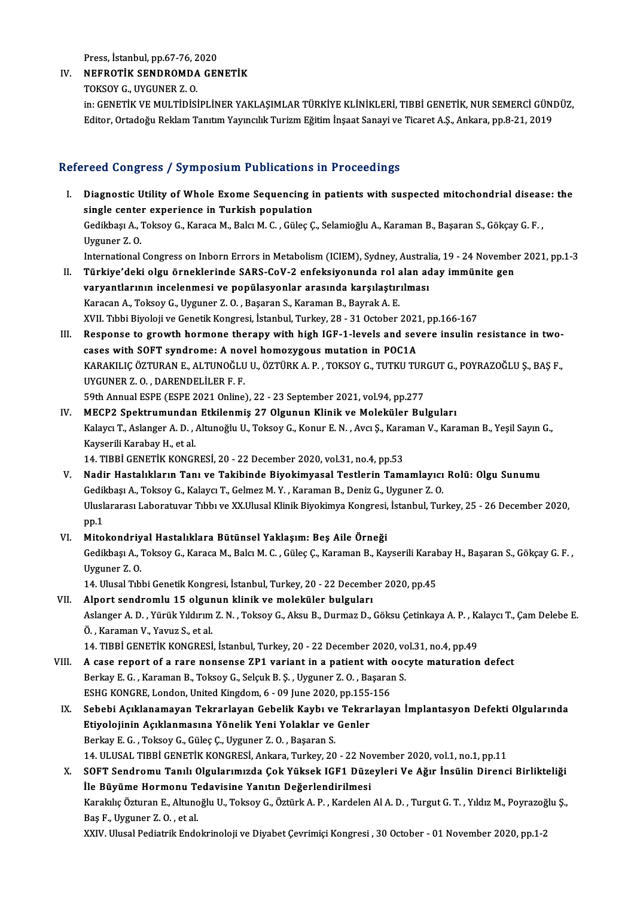Press, İstanbul, pp.67-76, 2020

IV. **NEFROTİK SENDROMDA GENETİK**
TOKSOY G., UYGUNER Z. O.
in: GENETİK VE MULTİDİSİPLİNER YAKLAŞIMLAR TÜRKİYE KLİNİKLERİ, TIBBİ GENETİK, NUR SEMERCİ GÜNDÜZ, Editor, Ortadoğu Reklam Tanıtım Yayıncılık Turizm Eğitim İnşaat Sanayi ve Ticaret A.Ş., Ankara, pp.8-21, 2019

## Refereed Congress / Symposium Publications in Proceedings

I. **Diagnostic Utility of Whole Exome Sequencing in patients with suspected mitochondrial disease: the single center experience in Turkish population**
Gedikbaşı A., Toksoy G., Karaca M., Balcı M. C. , Güleç Ç., Selamioğlu A., Karaman B., Başaran S., Gökçay G. F. , Uyguner Z. O.
International Congress on Inborn Errors in Metabolism (ICIEM), Sydney, Australia, 19 - 24 November 2021, pp.1-3

II. **Türkiye'deki olgu örneklerinde SARS-CoV-2 enfeksiyonunda rol alan aday immünite gen varyantlarının incelenmesi ve popülasyonlar arasında karşılaştırılması**
Karacan A., Toksoy G., Uyguner Z. O. , Başaran S., Karaman B., Bayrak A. E.
XVII. Tıbbi Biyoloji ve Genetik Kongresi, İstanbul, Turkey, 28 - 31 October 2021, pp.166-167

III. **Response to growth hormone therapy with high IGF-1-levels and severe insulin resistance in two-cases with SOFT syndrome: A novel homozygous mutation in POC1A**
KARAKILIÇ ÖZTURAN E., ALTUNOĞLU U., ÖZTÜRK A. P. , TOKSOY G., TUTKU TURGUT G., POYRAZOĞLU Ş., BAŞ F., UYGUNER Z. O. , DARENDELİLER F. F.
59th Annual ESPE (ESPE 2021 Online), 22 - 23 September 2021, vol.94, pp.277

IV. **MECP2 Spektrumundan Etkilenmiş 27 Olgunun Klinik ve Moleküler Bulguları**
Kalaycı T., Aslanger A. D. , Altunoğlu U., Toksoy G., Konur E. N. , Avcı Ş., Karaman V., Karaman B., Yeşil Sayın G., Kayserili Karabay H., et al.
14. TIBBİ GENETİK KONGRESİ, 20 - 22 December 2020, vol.31, no.4, pp.53

V. **Nadir Hastalıkların Tanı ve Takibinde Biyokimyasal Testlerin Tamamlayıcı Rolü: Olgu Sunumu**
Gedikbaşı A., Toksoy G., Kalaycı T., Gelmez M. Y. , Karaman B., Deniz G., Uyguner Z. O.
Uluslararası Laboratuvar Tıbbı ve XX.Ulusal Klinik Biyokimya Kongresi, İstanbul, Turkey, 25 - 26 December 2020, pp.1

VI. **Mitokondriyal Hastalıklara Bütünsel Yaklaşım: Beş Aile Örneği**
Gedikbaşı A., Toksoy G., Karaca M., Balcı M. C. , Güleç Ç., Karaman B., Kayserili Karabay H., Başaran S., Gökçay G. F. , Uyguner Z. O.
14. Ulusal Tıbbi Genetik Kongresi, İstanbul, Turkey, 20 - 22 December 2020, pp.45

VII. **Alport sendromlu 15 olgunun klinik ve moleküler bulguları**
Aslanger A. D. , Yürük Yıldırım Z. N. , Toksoy G., Aksu B., Durmaz D., Göksu Çetinkaya A. P. , Kalaycı T., Çam Delebe E. Ö. , Karaman V., Yavuz S., et al.
14. TIBBİ GENETİK KONGRESİ, İstanbul, Turkey, 20 - 22 December 2020, vol.31, no.4, pp.49

VIII. **A case report of a rare nonsense ZP1 variant in a patient with oocyte maturation defect**
Berkay E. G. , Karaman B., Toksoy G., Selçuk B. Ş. , Uyguner Z. O. , Başaran S.
ESHG KONGRE, London, United Kingdom, 6 - 09 June 2020, pp.155-156

IX. **Sebebi Açıklanamayan Tekrarlayan Gebelik Kaybı ve Tekrarlayan İmplantasyon Defekti Olgularında Etiyolojinin Açıklanmasına Yönelik Yeni Yolaklar ve Genler**
Berkay E. G. , Toksoy G., Güleç Ç., Uyguner Z. O. , Başaran S.
14. ULUSAL TIBBİ GENETİK KONGRESİ, Ankara, Turkey, 20 - 22 November 2020, vol.1, no.1, pp.11

X. **SOFT Sendromu Tanılı Olgularımızda Çok Yüksek IGF1 Düzeyleri Ve Ağır İnsülin Direnci Birlikteliği İle Büyüme Hormonu Tedavisine Yanıtın Değerlendirilmesi**
Karakılıç Özturan E., Altunoğlu U., Toksoy G., Öztürk A. P. , Kardelen Al A. D. , Turgut G. T. , Yıldız M., Poyrazoğlu Ş., Baş F., Uyguner Z. O. , et al.
XXIV. Ulusal Pediatrik Endokrinoloji ve Diyabet Çevrimiçi Kongresi , 30 October - 01 November 2020, pp.1-2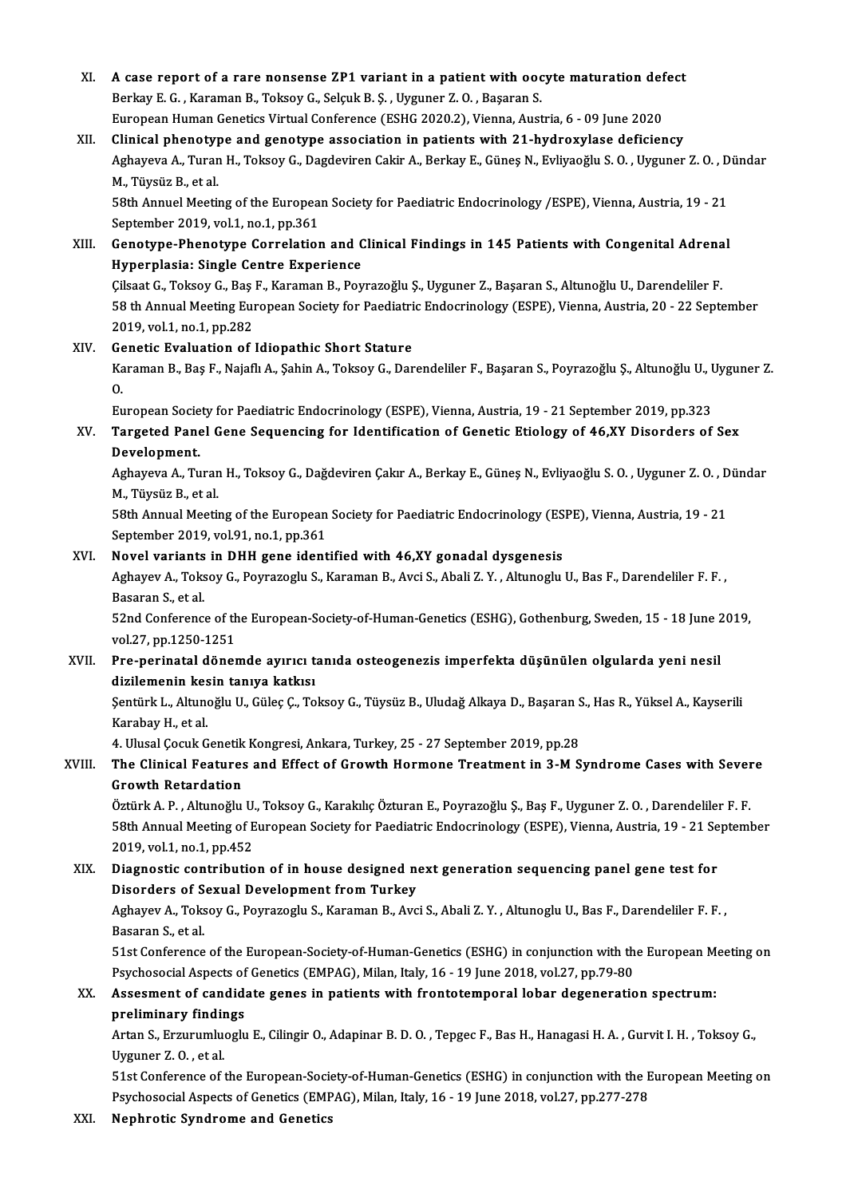XI. **A case report of a rare nonsense ZP1 variant in a patient with oocyte maturation defect**
Berkay E. G. , Karaman B., Toksoy G., Selçuk B. Ş. , Uyguner Z. O. , Başaran S.
European Human Genetics Virtual Conference (ESHG 2020.2), Vienna, Austria, 6 - 09 June 2020

XII. **Clinical phenotype and genotype association in patients with 21-hydroxylase deficiency**
Aghayeva A., Turan H., Toksoy G., Dagdeviren Cakir A., Berkay E., Güneş N., Evliyaoğlu S. O. , Uyguner Z. O. , Dündar M., Tüysüz B., et al.
58th Annuel Meeting of the European Society for Paediatric Endocrinology /ESPE), Vienna, Austria, 19 - 21 September 2019, vol.1, no.1, pp.361

XIII. **Genotype-Phenotype Correlation and Clinical Findings in 145 Patients with Congenital Adrenal Hyperplasia: Single Centre Experience**
Çilsaat G., Toksoy G., Baş F., Karaman B., Poyrazoğlu Ş., Uyguner Z., Başaran S., Altunoğlu U., Darendeliler F.
58 th Annual Meeting European Society for Paediatric Endocrinology (ESPE), Vienna, Austria, 20 - 22 September 2019, vol.1, no.1, pp.282

XIV. **Genetic Evaluation of Idiopathic Short Stature**
Karaman B., Baş F., Najaflı A., Şahin A., Toksoy G., Darendeliler F., Başaran S., Poyrazoğlu Ş., Altunoğlu U., Uyguner Z. O.
European Society for Paediatric Endocrinology (ESPE), Vienna, Austria, 19 - 21 September 2019, pp.323

XV. **Targeted Panel Gene Sequencing for Identification of Genetic Etiology of 46,XY Disorders of Sex Development.**
Aghayeva A., Turan H., Toksoy G., Dağdeviren Çakır A., Berkay E., Güneş N., Evliyaoğlu S. O. , Uyguner Z. O. , Dündar M., Tüysüz B., et al.
58th Annual Meeting of the European Society for Paediatric Endocrinology (ESPE), Vienna, Austria, 19 - 21 September 2019, vol.91, no.1, pp.361

XVI. **Novel variants in DHH gene identified with 46,XY gonadal dysgenesis**
Aghayev A., Toksoy G., Poyrazoglu S., Karaman B., Avci S., Abali Z. Y. , Altunoglu U., Bas F., Darendeliler F. F. , Basaran S., et al.
52nd Conference of the European-Society-of-Human-Genetics (ESHG), Gothenburg, Sweden, 15 - 18 June 2019, vol.27, pp.1250-1251

XVII. **Pre-perinatal dönemde ayırıcı tanıda osteogenezis imperfekta düşünülen olgularda yeni nesil dizilemenin kesin tanıya katkısı**
Şentürk L., Altunoğlu U., Güleç Ç., Toksoy G., Tüysüz B., Uludağ Alkaya D., Başaran S., Has R., Yüksel A., Kayserili Karabay H., et al.
4. Ulusal Çocuk Genetik Kongresi, Ankara, Turkey, 25 - 27 September 2019, pp.28

XVIII. **The Clinical Features and Effect of Growth Hormone Treatment in 3-M Syndrome Cases with Severe Growth Retardation**
Öztürk A. P. , Altunoğlu U., Toksoy G., Karakılıç Özturan E., Poyrazoğlu Ş., Baş F., Uyguner Z. O. , Darendeliler F. F.
58th Annual Meeting of European Society for Paediatric Endocrinology (ESPE), Vienna, Austria, 19 - 21 September 2019, vol.1, no.1, pp.452

XIX. **Diagnostic contribution of in house designed next generation sequencing panel gene test for Disorders of Sexual Development from Turkey**
Aghayev A., Toksoy G., Poyrazoglu S., Karaman B., Avci S., Abali Z. Y. , Altunoglu U., Bas F., Darendeliler F. F. , Basaran S., et al.
51st Conference of the European-Society-of-Human-Genetics (ESHG) in conjunction with the European Meeting on Psychosocial Aspects of Genetics (EMPAG), Milan, Italy, 16 - 19 June 2018, vol.27, pp.79-80

XX. **Assesment of candidate genes in patients with frontotemporal lobar degeneration spectrum: preliminary findings**
Artan S., Erzurumluoglu E., Cilingir O., Adapinar B. D. O. , Tepgec F., Bas H., Hanagasi H. A. , Gurvit I. H. , Toksoy G., Uyguner Z. O. , et al.
51st Conference of the European-Society-of-Human-Genetics (ESHG) in conjunction with the European Meeting on Psychosocial Aspects of Genetics (EMPAG), Milan, Italy, 16 - 19 June 2018, vol.27, pp.277-278

XXI. **Nephrotic Syndrome and Genetics**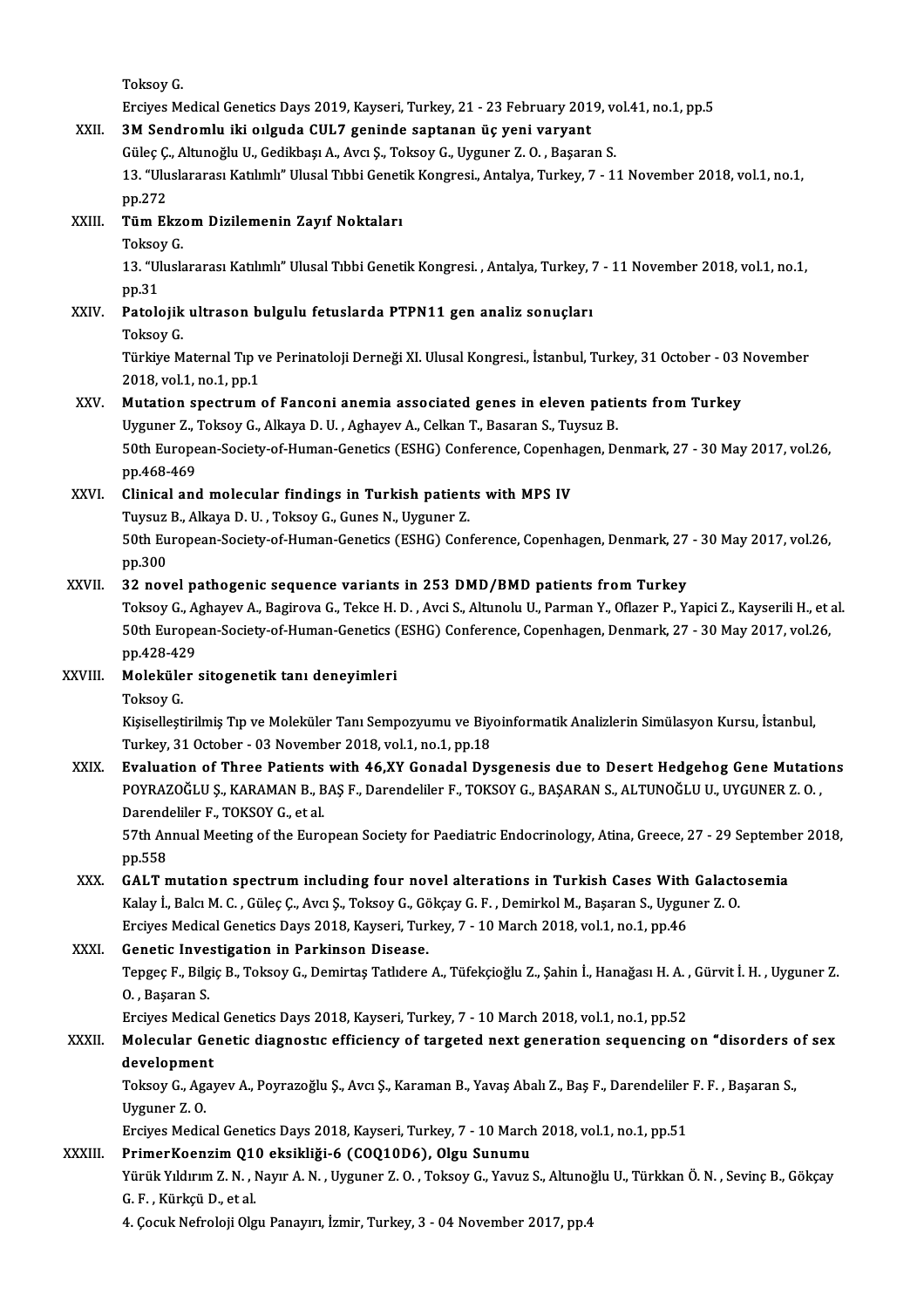Toksoy G.

Erciyes Medical Genetics Days 2019, Kayseri, Turkey, 21 - 23 February 2019, vol.41, no.1, pp.5

XXII. **3M Sendromlu iki oılguda CUL7 geninde saptanan üç yeni varyant**
Güleç Ç., Altunoğlu U., Gedikbaşı A., Avcı Ş., Toksoy G., Uyguner Z. O. , Başaran S.
13. "Uluslararası Katılımlı" Ulusal Tıbbi Genetik Kongresi., Antalya, Turkey, 7 - 11 November 2018, vol.1, no.1, pp.272

XXIII. **Tüm Ekzom Dizilemenin Zayıf Noktaları**
Toksoy G.
13. "Uluslararası Katılımlı" Ulusal Tıbbi Genetik Kongresi. , Antalya, Turkey, 7 - 11 November 2018, vol.1, no.1, pp.31

XXIV. **Patolojik ultrason bulgulu fetuslarda PTPN11 gen analiz sonuçları**
Toksoy G.
Türkiye Maternal Tıp ve Perinatoloji Derneği XI. Ulusal Kongresi., İstanbul, Turkey, 31 October - 03 November 2018, vol.1, no.1, pp.1

XXV. **Mutation spectrum of Fanconi anemia associated genes in eleven patients from Turkey**
Uyguner Z., Toksoy G., Alkaya D. U. , Aghayev A., Celkan T., Basaran S., Tuysuz B.
50th European-Society-of-Human-Genetics (ESHG) Conference, Copenhagen, Denmark, 27 - 30 May 2017, vol.26, pp.468-469

XXVI. **Clinical and molecular findings in Turkish patients with MPS IV**
Tuysuz B., Alkaya D. U. , Toksoy G., Gunes N., Uyguner Z.
50th European-Society-of-Human-Genetics (ESHG) Conference, Copenhagen, Denmark, 27 - 30 May 2017, vol.26, pp.300

XXVII. **32 novel pathogenic sequence variants in 253 DMD/BMD patients from Turkey**
Toksoy G., Aghayev A., Bagirova G., Tekce H. D. , Avci S., Altunolu U., Parman Y., Oflazer P., Yapici Z., Kayserili H., et al.
50th European-Society-of-Human-Genetics (ESHG) Conference, Copenhagen, Denmark, 27 - 30 May 2017, vol.26, pp.428-429

XXVIII. **Moleküler sitogenetik tanı deneyimleri**
Toksoy G.
Kişiselleştirilmiş Tıp ve Moleküler Tanı Sempozyumu ve Biyoinformatik Analizlerin Simülasyon Kursu, İstanbul, Turkey, 31 October - 03 November 2018, vol.1, no.1, pp.18

XXIX. **Evaluation of Three Patients with 46,XY Gonadal Dysgenesis due to Desert Hedgehog Gene Mutations**
POYRAZOĞLU Ş., KARAMAN B., BAŞ F., Darendeliler F., TOKSOY G., BAŞARAN S., ALTUNOĞLU U., UYGUNER Z. O. , Darendeliler F., TOKSOY G., et al.
57th Annual Meeting of the European Society for Paediatric Endocrinology, Atina, Greece, 27 - 29 September 2018, pp.558

XXX. **GALT mutation spectrum including four novel alterations in Turkish Cases With Galactosemia**
Kalay İ., Balcı M. C. , Güleç Ç., Avcı Ş., Toksoy G., Gökçay G. F. , Demirkol M., Başaran S., Uyguner Z. O.
Erciyes Medical Genetics Days 2018, Kayseri, Turkey, 7 - 10 March 2018, vol.1, no.1, pp.46

XXXI. **Genetic Investigation in Parkinson Disease.**
Tepgeç F., Bilgiç B., Toksoy G., Demirtaş Tatlıdere A., Tüfekçioğlu Z., Şahin İ., Hanağası H. A. , Gürvit İ. H. , Uyguner Z. O. , Başaran S.
Erciyes Medical Genetics Days 2018, Kayseri, Turkey, 7 - 10 March 2018, vol.1, no.1, pp.52

XXXII. **Molecular Genetic diagnostıc efficiency of targeted next generation sequencing on "disorders of sex development**
Toksoy G., Agayev A., Poyrazoğlu Ş., Avcı Ş., Karaman B., Yavaş Abalı Z., Baş F., Darendeliler F. F. , Başaran S., Uyguner Z. O.
Erciyes Medical Genetics Days 2018, Kayseri, Turkey, 7 - 10 March 2018, vol.1, no.1, pp.51

XXXIII. **PrimerKoenzim Q10 eksikliği-6 (COQ10D6), Olgu Sunumu**
Yürük Yıldırım Z. N. , Nayır A. N. , Uyguner Z. O. , Toksoy G., Yavuz S., Altunoğlu U., Türkkan Ö. N. , Sevinç B., Gökçay G. F. , Kürkçü D., et al.
4. Çocuk Nefroloji Olgu Panayırı, İzmir, Turkey, 3 - 04 November 2017, pp.4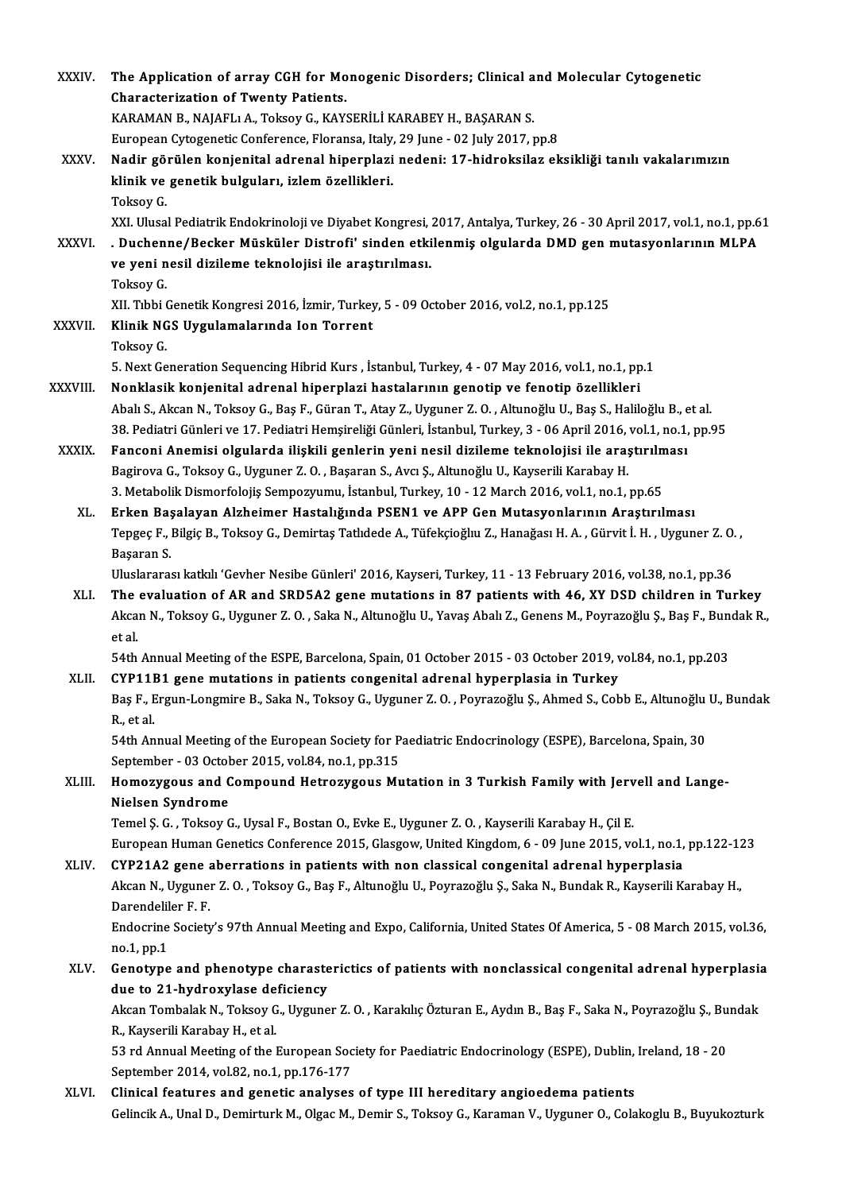XXXIV. **The Application of array CGH for Monogenic Disorders; Clinical and Molecular Cytogenetic Characterization of Twenty Patients.**
KARAMAN B., NAJAFLı A., Toksoy G., KAYSERİLİ KARABEY H., BAŞARAN S.
European Cytogenetic Conference, Floransa, Italy, 29 June - 02 July 2017, pp.8

XXXV. **Nadir görülen konjenital adrenal hiperplazi nedeni: 17-hidroksilaz eksikliği tanılı vakalarımızın klinik ve genetik bulguları, izlem özellikleri.**
Toksoy G.
XXI. Ulusal Pediatrik Endokrinoloji ve Diyabet Kongresi, 2017, Antalya, Turkey, 26 - 30 April 2017, vol.1, no.1, pp.61

XXXVI. **. Duchenne/Becker Müsküler Distrofi' sinden etkilenmiş olgularda DMD gen mutasyonlarının MLPA ve yeni nesil dizileme teknolojisi ile araştırılması.**
Toksoy G.
XII. Tıbbi Genetik Kongresi 2016, İzmir, Turkey, 5 - 09 October 2016, vol.2, no.1, pp.125

XXXVII. **Klinik NGS Uygulamalarında Ion Torrent**
Toksoy G.
5. Next Generation Sequencing Hibrid Kurs , İstanbul, Turkey, 4 - 07 May 2016, vol.1, no.1, pp.1

XXXVIII. **Nonklasik konjenital adrenal hiperplazi hastalarının genotip ve fenotip özellikleri**
Abalı S., Akcan N., Toksoy G., Baş F., Güran T., Atay Z., Uyguner Z. O. , Altunoğlu U., Baş S., Haliloğlu B., et al.
38. Pediatri Günleri ve 17. Pediatri Hemşireliği Günleri, İstanbul, Turkey, 3 - 06 April 2016, vol.1, no.1, pp.95

XXXIX. **Fanconi Anemisi olgularda ilişkili genlerin yeni nesil dizileme teknolojisi ile araştırılması**
Bagirova G., Toksoy G., Uyguner Z. O. , Başaran S., Avcı Ş., Altunoğlu U., Kayserili Karabay H.
3. Metabolik Dismorfolojiş Sempozyumu, İstanbul, Turkey, 10 - 12 March 2016, vol.1, no.1, pp.65

XL. **Erken Başalayan Alzheimer Hastalığında PSEN1 ve APP Gen Mutasyonlarının Araştırılması**
Tepgeç F., Bilgiç B., Toksoy G., Demirtaş Tatlıdede A., Tüfekçioğlu Z., Hanağası H. A. , Gürvit İ. H. , Uyguner Z. O. , Başaran S.
Uluslararası katkılı 'Gevher Nesibe Günleri' 2016, Kayseri, Turkey, 11 - 13 February 2016, vol.38, no.1, pp.36

XLI. **The evaluation of AR and SRD5A2 gene mutations in 87 patients with 46, XY DSD children in Turkey**
Akcan N., Toksoy G., Uyguner Z. O. , Saka N., Altunoğlu U., Yavaş Abalı Z., Genens M., Poyrazoğlu Ş., Baş F., Bundak R., et al.
54th Annual Meeting of the ESPE, Barcelona, Spain, 01 October 2015 - 03 October 2019, vol.84, no.1, pp.203

XLII. **CYP11B1 gene mutations in patients congenital adrenal hyperplasia in Turkey**
Baş F., Ergun-Longmire B., Saka N., Toksoy G., Uyguner Z. O. , Poyrazoğlu Ş., Ahmed S., Cobb E., Altunoğlu U., Bundak R., et al.
54th Annual Meeting of the European Society for Paediatric Endocrinology (ESPE), Barcelona, Spain, 30 September - 03 October 2015, vol.84, no.1, pp.315

XLIII. **Homozygous and Compound Hetrozygous Mutation in 3 Turkish Family with Jervell and Lange-Nielsen Syndrome**
Temel Ş. G. , Toksoy G., Uysal F., Bostan O., Evke E., Uyguner Z. O. , Kayserili Karabay H., Çil E.
European Human Genetics Conference 2015, Glasgow, United Kingdom, 6 - 09 June 2015, vol.1, no.1, pp.122-123

XLIV. **CYP21A2 gene aberrations in patients with non classical congenital adrenal hyperplasia**
Akcan N., Uyguner Z. O. , Toksoy G., Baş F., Altunoğlu U., Poyrazoğlu Ş., Saka N., Bundak R., Kayserili Karabay H., Darendeliler F. F.
Endocrine Society's 97th Annual Meeting and Expo, California, United States Of America, 5 - 08 March 2015, vol.36, no.1, pp.1

XLV. **Genotype and phenotype charasterictics of patients with nonclassical congenital adrenal hyperplasia due to 21-hydroxylase deficiency**
Akcan Tombalak N., Toksoy G., Uyguner Z. O. , Karakılıç Özturan E., Aydın B., Baş F., Saka N., Poyrazoğlu Ş., Bundak R., Kayserili Karabay H., et al.
53 rd Annual Meeting of the European Society for Paediatric Endocrinology (ESPE), Dublin, Ireland, 18 - 20 September 2014, vol.82, no.1, pp.176-177

XLVI. **Clinical features and genetic analyses of type III hereditary angioedema patients**
Gelincik A., Unal D., Demirturk M., Olgac M., Demir S., Toksoy G., Karaman V., Uyguner O., Colakoglu B., Buyukozturk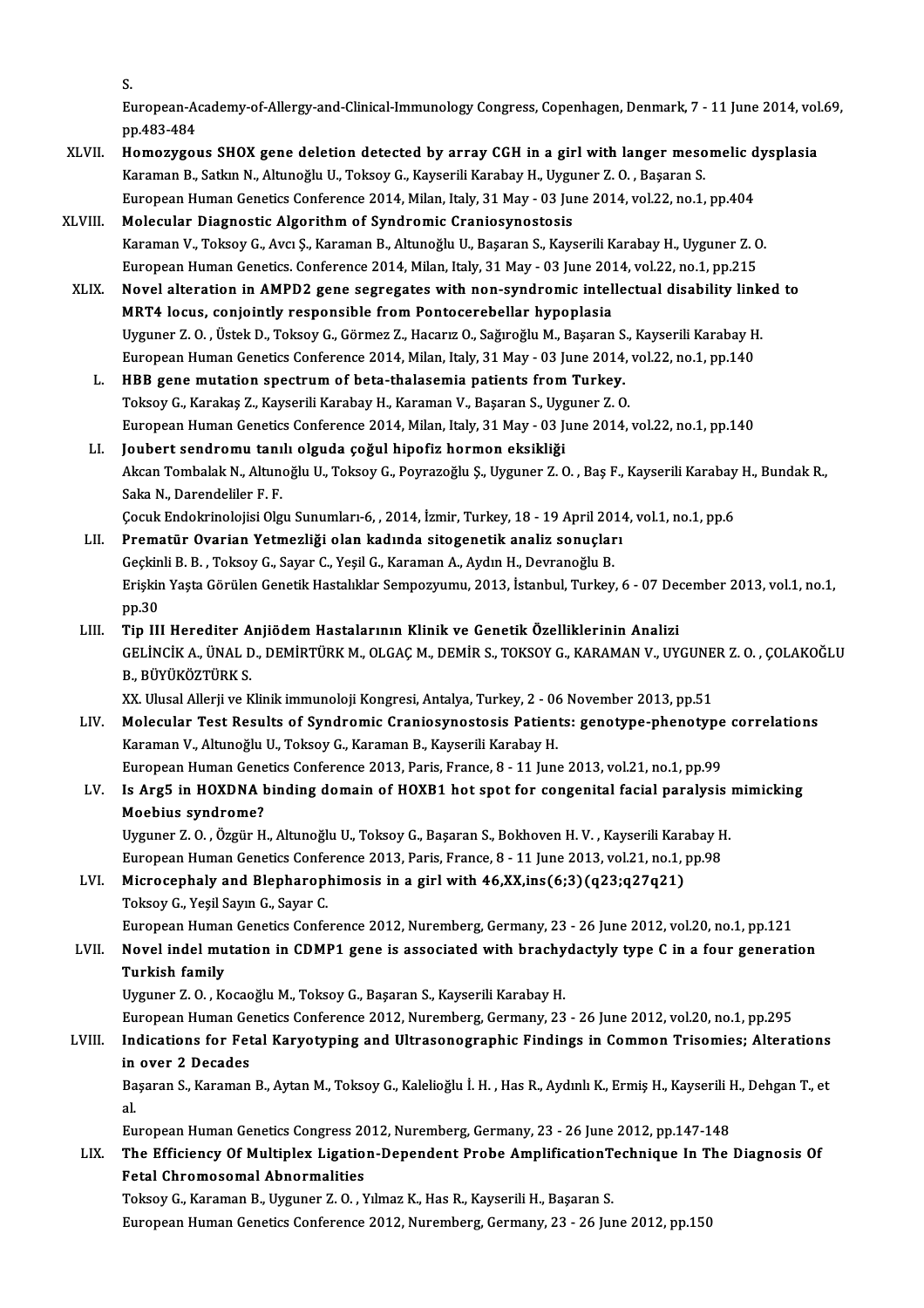S.
European-Academy-of-Allergy-and-Clinical-Immunology Congress, Copenhagen, Denmark, 7 - 11 June 2014, vol.69, pp.483-484

XLVII. **Homozygous SHOX gene deletion detected by array CGH in a girl with langer mesomelic dysplasia**
Karaman B., Satkın N., Altunoğlu U., Toksoy G., Kayserili Karabay H., Uyguner Z. O. , Başaran S.
European Human Genetics Conference 2014, Milan, Italy, 31 May - 03 June 2014, vol.22, no.1, pp.404

XLVIII. **Molecular Diagnostic Algorithm of Syndromic Craniosynostosis**
Karaman V., Toksoy G., Avcı Ş., Karaman B., Altunoğlu U., Başaran S., Kayserili Karabay H., Uyguner Z. O.
European Human Genetics. Conference 2014, Milan, Italy, 31 May - 03 June 2014, vol.22, no.1, pp.215

XLIX. **Novel alteration in AMPD2 gene segregates with non-syndromic intellectual disability linked to MRT4 locus, conjointly responsible from Pontocerebellar hypoplasia**
Uyguner Z. O. , Üstek D., Toksoy G., Görmez Z., Hacarız O., Sağıroğlu M., Başaran S., Kayserili Karabay H.
European Human Genetics Conference 2014, Milan, Italy, 31 May - 03 June 2014, vol.22, no.1, pp.140

L. **HBB gene mutation spectrum of beta-thalasemia patients from Turkey.**
Toksoy G., Karakaş Z., Kayserili Karabay H., Karaman V., Başaran S., Uyguner Z. O.
European Human Genetics Conference 2014, Milan, Italy, 31 May - 03 June 2014, vol.22, no.1, pp.140

LI. **Joubert sendromu tanılı olguda çoğul hipofiz hormon eksikliği**
Akcan Tombalak N., Altunoğlu U., Toksoy G., Poyrazoğlu Ş., Uyguner Z. O. , Baş F., Kayserili Karabay H., Bundak R., Saka N., Darendeliler F. F.
Çocuk Endokrinolojisi Olgu Sunumları-6, , 2014, İzmir, Turkey, 18 - 19 April 2014, vol.1, no.1, pp.6

LII. **Prematür Ovarian Yetmezliği olan kadında sitogenetik analiz sonuçları**
Geçkinli B. B. , Toksoy G., Sayar C., Yeşil G., Karaman A., Aydın H., Devranoğlu B.
Erişkin Yaşta Görülen Genetik Hastalıklar Sempozyumu, 2013, İstanbul, Turkey, 6 - 07 December 2013, vol.1, no.1, pp.30

LIII. **Tip III Herediter Anjiödem Hastalarının Klinik ve Genetik Özelliklerinin Analizi**
GELİNCİK A., ÜNAL D., DEMİRTÜRK M., OLGAÇ M., DEMİR S., TOKSOY G., KARAMAN V., UYGUNER Z. O. , ÇOLAKOĞLU B., BÜYÜKÖZTÜRK S.
XX. Ulusal Allerji ve Klinik immunoloji Kongresi, Antalya, Turkey, 2 - 06 November 2013, pp.51

LIV. **Molecular Test Results of Syndromic Craniosynostosis Patients: genotype-phenotype correlations**
Karaman V., Altunoğlu U., Toksoy G., Karaman B., Kayserili Karabay H.
European Human Genetics Conference 2013, Paris, France, 8 - 11 June 2013, vol.21, no.1, pp.99

LV. **Is Arg5 in HOXDNA binding domain of HOXB1 hot spot for congenital facial paralysis mimicking Moebius syndrome?**
Uyguner Z. O. , Özgür H., Altunoğlu U., Toksoy G., Başaran S., Bokhoven H. V. , Kayserili Karabay H.
European Human Genetics Conference 2013, Paris, France, 8 - 11 June 2013, vol.21, no.1, pp.98

LVI. **Microcephaly and Blepharophimosis in a girl with 46,XX,ins(6;3)(q23;q27q21)**
Toksoy G., Yeşil Sayın G., Sayar C.
European Human Genetics Conference 2012, Nuremberg, Germany, 23 - 26 June 2012, vol.20, no.1, pp.121

LVII. **Novel indel mutation in CDMP1 gene is associated with brachydactyly type C in a four generation Turkish family**
Uyguner Z. O. , Kocaoğlu M., Toksoy G., Başaran S., Kayserili Karabay H.
European Human Genetics Conference 2012, Nuremberg, Germany, 23 - 26 June 2012, vol.20, no.1, pp.295

LVIII. **Indications for Fetal Karyotyping and Ultrasonographic Findings in Common Trisomies; Alterations in over 2 Decades**
Başaran S., Karaman B., Aytan M., Toksoy G., Kalelioğlu İ. H. , Has R., Aydınlı K., Ermiş H., Kayserili H., Dehgan T., et al.
European Human Genetics Congress 2012, Nuremberg, Germany, 23 - 26 June 2012, pp.147-148

LIX. **The Efficiency Of Multiplex Ligation-Dependent Probe AmplificationTechnique In The Diagnosis Of Fetal Chromosomal Abnormalities**
Toksoy G., Karaman B., Uyguner Z. O. , Yılmaz K., Has R., Kayserili H., Başaran S.
European Human Genetics Conference 2012, Nuremberg, Germany, 23 - 26 June 2012, pp.150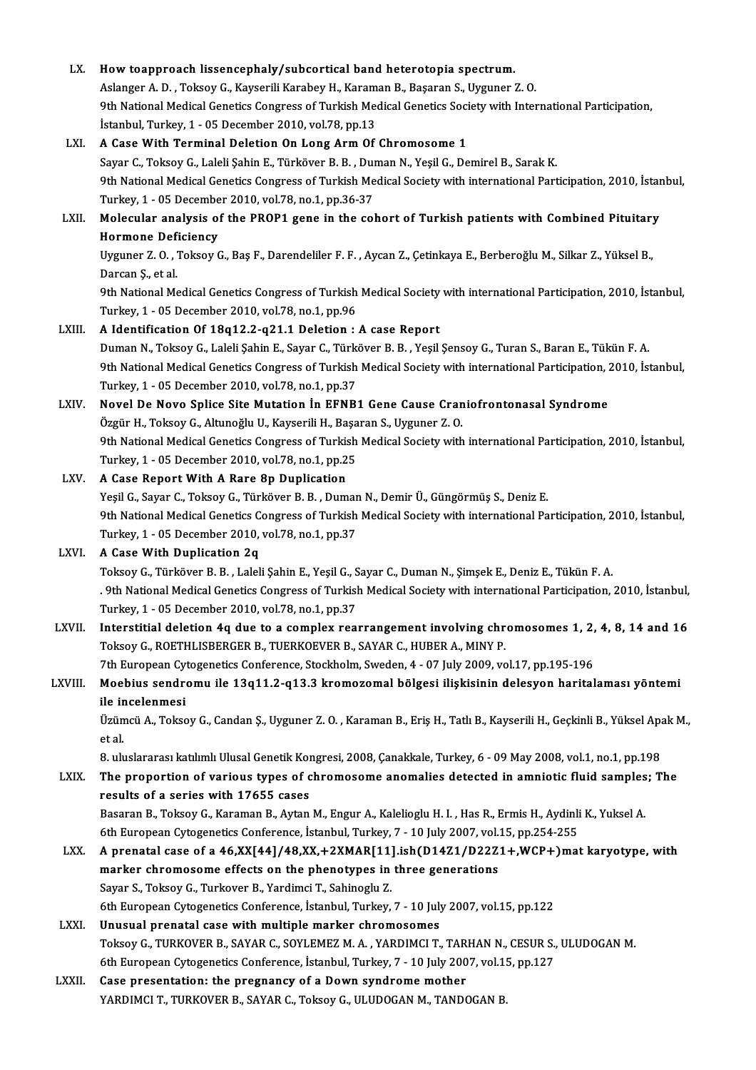LX. **How toapproach lissencephaly/subcortical band heterotopia spectrum.**
Aslanger A. D. , Toksoy G., Kayserili Karabey H., Karaman B., Başaran S., Uyguner Z. O.
9th National Medical Genetics Congress of Turkish Medical Genetics Society with International Participation, İstanbul, Turkey, 1 - 05 December 2010, vol.78, pp.13

LXI. **A Case With Terminal Deletion On Long Arm Of Chromosome 1**
Sayar C., Toksoy G., Laleli Şahin E., Türköver B. B. , Duman N., Yeşil G., Demirel B., Sarak K.
9th National Medical Genetics Congress of Turkish Medical Society with international Participation, 2010, İstanbul, Turkey, 1 - 05 December 2010, vol.78, no.1, pp.36-37

LXII. **Molecular analysis of the PROP1 gene in the cohort of Turkish patients with Combined Pituitary Hormone Deficiency**
Uyguner Z. O. , Toksoy G., Baş F., Darendeliler F. F. , Aycan Z., Çetinkaya E., Berberoğlu M., Silkar Z., Yüksel B., Darcan Ş., et al.
9th National Medical Genetics Congress of Turkish Medical Society with international Participation, 2010, İstanbul, Turkey, 1 - 05 December 2010, vol.78, no.1, pp.96

LXIII. **A Identification Of 18q12.2-q21.1 Deletion : A case Report**
Duman N., Toksoy G., Laleli Şahin E., Sayar C., Türköver B. B. , Yeşil Şensoy G., Turan S., Baran E., Tükün F. A.
9th National Medical Genetics Congress of Turkish Medical Society with international Participation, 2010, İstanbul, Turkey, 1 - 05 December 2010, vol.78, no.1, pp.37

LXIV. **Novel De Novo Splice Site Mutation İn EFNB1 Gene Cause Craniofrontonasal Syndrome**
Özgür H., Toksoy G., Altunoğlu U., Kayserili H., Başaran S., Uyguner Z. O.
9th National Medical Genetics Congress of Turkish Medical Society with international Participation, 2010, İstanbul, Turkey, 1 - 05 December 2010, vol.78, no.1, pp.25

LXV. **A Case Report With A Rare 8p Duplication**
Yeşil G., Sayar C., Toksoy G., Türköver B. B. , Duman N., Demir Ü., Güngörmüş S., Deniz E.
9th National Medical Genetics Congress of Turkish Medical Society with international Participation, 2010, İstanbul, Turkey, 1 - 05 December 2010, vol.78, no.1, pp.37

LXVI. **A Case With Duplication 2q**
Toksoy G., Türköver B. B. , Laleli Şahin E., Yeşil G., Sayar C., Duman N., Şimşek E., Deniz E., Tükün F. A.
. 9th National Medical Genetics Congress of Turkish Medical Society with international Participation, 2010, İstanbul, Turkey, 1 - 05 December 2010, vol.78, no.1, pp.37

LXVII. **Interstitial deletion 4q due to a complex rearrangement involving chromosomes 1, 2, 4, 8, 14 and 16**
Toksoy G., ROETHLISBERGER B., TUERKOEVER B., SAYAR C., HUBER A., MINY P.
7th European Cytogenetics Conference, Stockholm, Sweden, 4 - 07 July 2009, vol.17, pp.195-196

LXVIII. **Moebius sendromu ile 13q11.2-q13.3 kromozomal bölgesi ilişkisinin delesyon haritalaması yöntemi ile incelenmesi**
Üzümcü A., Toksoy G., Candan Ş., Uyguner Z. O. , Karaman B., Eriş H., Tatlı B., Kayserili H., Geçkinli B., Yüksel Apak M., et al.
8. uluslararası katılımlı Ulusal Genetik Kongresi, 2008, Çanakkale, Turkey, 6 - 09 May 2008, vol.1, no.1, pp.198

LXIX. **The proportion of various types of chromosome anomalies detected in amniotic fluid samples; The results of a series with 17655 cases**
Basaran B., Toksoy G., Karaman B., Aytan M., Engur A., Kalelioglu H. I. , Has R., Ermis H., Aydinli K., Yuksel A.
6th European Cytogenetics Conference, İstanbul, Turkey, 7 - 10 July 2007, vol.15, pp.254-255

LXX. **A prenatal case of a 46,XX[44]/48,XX,+2XMAR[11].ish(D14Z1/D22Z1+,WCP+)mat karyotype, with marker chromosome effects on the phenotypes in three generations**
Sayar S., Toksoy G., Turkover B., Yardimci T., Sahinoglu Z.
6th European Cytogenetics Conference, İstanbul, Turkey, 7 - 10 July 2007, vol.15, pp.122

LXXI. **Unusual prenatal case with multiple marker chromosomes**
Toksoy G., TURKOVER B., SAYAR C., SOYLEMEZ M. A. , YARDIMCI T., TARHAN N., CESUR S., ULUDOGAN M.
6th European Cytogenetics Conference, İstanbul, Turkey, 7 - 10 July 2007, vol.15, pp.127

LXXII. **Case presentation: the pregnancy of a Down syndrome mother**
YARDIMCI T., TURKOVER B., SAYAR C., Toksoy G., ULUDOGAN M., TANDOGAN B.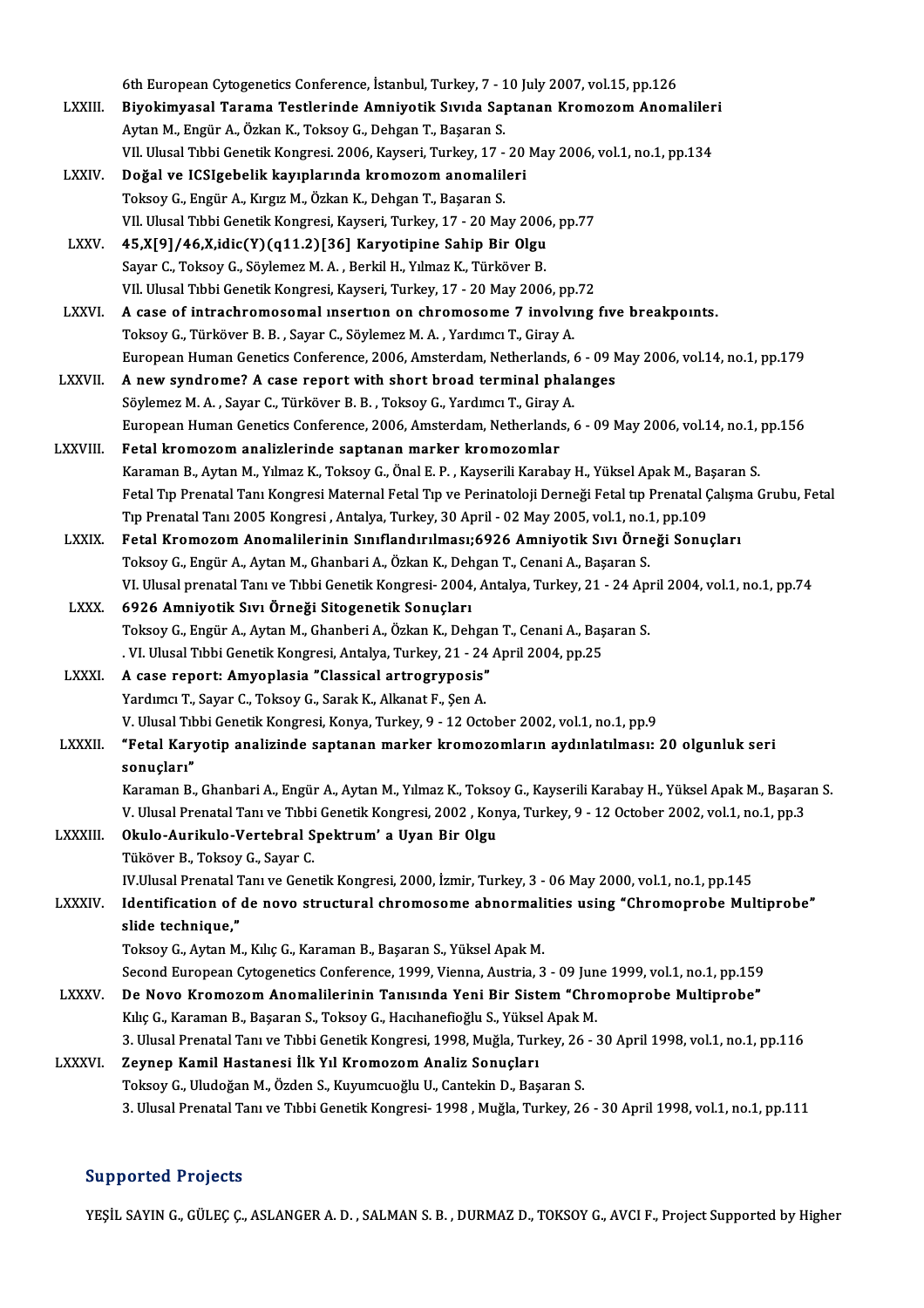6th European Cytogenetics Conference, İstanbul, Turkey, 7 - 10 July 2007, vol.15, pp.126

LXXIII. **Biyokimyasal Tarama Testlerinde Amniyotik Sıvıda Saptanan Kromozom Anomalileri**
Aytan M., Engür A., Özkan K., Toksoy G., Dehgan T., Başaran S.
VII. Ulusal Tıbbi Genetik Kongresi. 2006, Kayseri, Turkey, 17 - 20 May 2006, vol.1, no.1, pp.134

LXXIV. **Doğal ve ICSIgebelik kayıplarında kromozom anomalileri**
Toksoy G., Engür A., Kırgız M., Özkan K., Dehgan T., Başaran S.
VII. Ulusal Tıbbi Genetik Kongresi, Kayseri, Turkey, 17 - 20 May 2006, pp.77

LXXV. **45,X[9]/46,X,idic(Y)(q11.2)[36] Karyotipine Sahip Bir Olgu**
Sayar C., Toksoy G., Söylemez M. A. , Berkil H., Yılmaz K., Türköver B.
VII. Ulusal Tıbbi Genetik Kongresi, Kayseri, Turkey, 17 - 20 May 2006, pp.72

LXXVI. **A case of intrachromosomal insertion on chromosome 7 involving five breakpoints.**
Toksoy G., Türköver B. B. , Sayar C., Söylemez M. A. , Yardımcı T., Giray A.
European Human Genetics Conference, 2006, Amsterdam, Netherlands, 6 - 09 May 2006, vol.14, no.1, pp.179

LXXVII. **A new syndrome? A case report with short broad terminal phalanges**
Söylemez M. A. , Sayar C., Türköver B. B. , Toksoy G., Yardımcı T., Giray A.
European Human Genetics Conference, 2006, Amsterdam, Netherlands, 6 - 09 May 2006, vol.14, no.1, pp.156

LXXVIII. **Fetal kromozom analizlerinde saptanan marker kromozomlar**
Karaman B., Aytan M., Yılmaz K., Toksoy G., Önal E. P. , Kayserili Karabay H., Yüksel Apak M., Başaran S.
Fetal Tıp Prenatal Tanı Kongresi Maternal Fetal Tıp ve Perinatoloji Derneği Fetal tıp Prenatal Çalışma Grubu, Fetal Tıp Prenatal Tanı 2005 Kongresi , Antalya, Turkey, 30 April - 02 May 2005, vol.1, no.1, pp.109

LXXIX. **Fetal Kromozom Anomalilerinin Sınıflandırılması;6926 Amniyotik Sıvı Örneği Sonuçları**
Toksoy G., Engür A., Aytan M., Ghanbari A., Özkan K., Dehgan T., Cenani A., Başaran S.
VI. Ulusal prenatal Tanı ve Tıbbi Genetik Kongresi- 2004, Antalya, Turkey, 21 - 24 April 2004, vol.1, no.1, pp.74

LXXX. **6926 Amniyotik Sıvı Örneği Sitogenetik Sonuçları**
Toksoy G., Engür A., Aytan M., Ghanberi A., Özkan K., Dehgan T., Cenani A., Başaran S.
. VI. Ulusal Tıbbi Genetik Kongresi, Antalya, Turkey, 21 - 24 April 2004, pp.25

LXXXI. **A case report: Amyoplasia "Classical artrogryposis"**
Yardımcı T., Sayar C., Toksoy G., Sarak K., Alkanat F., Şen A.
V. Ulusal Tıbbi Genetik Kongresi, Konya, Turkey, 9 - 12 October 2002, vol.1, no.1, pp.9

LXXXII. **"Fetal Karyotip analizinde saptanan marker kromozomların aydınlatılması: 20 olgunluk seri sonuçları"**
Karaman B., Ghanbari A., Engür A., Aytan M., Yılmaz K., Toksoy G., Kayserili Karabay H., Yüksel Apak M., Başaran S.
V. Ulusal Prenatal Tanı ve Tıbbi Genetik Kongresi, 2002 , Konya, Turkey, 9 - 12 October 2002, vol.1, no.1, pp.3

LXXXIII. **Okulo-Aurikulo-Vertebral Spektrum' a Uyan Bir Olgu**
Tüköver B., Toksoy G., Sayar C.
IV.Ulusal Prenatal Tanı ve Genetik Kongresi, 2000, İzmir, Turkey, 3 - 06 May 2000, vol.1, no.1, pp.145

LXXXIV. **Identification of de novo structural chromosome abnormalities using "Chromoprobe Multiprobe" slide technique,"**
Toksoy G., Aytan M., Kılıç G., Karaman B., Başaran S., Yüksel Apak M.
Second European Cytogenetics Conference, 1999, Vienna, Austria, 3 - 09 June 1999, vol.1, no.1, pp.159

LXXXV. **De Novo Kromozom Anomalilerinin Tanısında Yeni Bir Sistem "Chromoprobe Multiprobe"**
Kılıç G., Karaman B., Başaran S., Toksoy G., Hacıhanefioğlu S., Yüksel Apak M.
3. Ulusal Prenatal Tanı ve Tıbbi Genetik Kongresi, 1998, Muğla, Turkey, 26 - 30 April 1998, vol.1, no.1, pp.116

LXXXVI. **Zeynep Kamil Hastanesi İlk Yıl Kromozom Analiz Sonuçları**
Toksoy G., Uludoğan M., Özden S., Kuyumcuoğlu U., Cantekin D., Başaran S.
3. Ulusal Prenatal Tanı ve Tıbbi Genetik Kongresi- 1998 , Muğla, Turkey, 26 - 30 April 1998, vol.1, no.1, pp.111

## Supported Projects

YEŞİL SAYIN G., GÜLEÇ Ç., ASLANGER A. D. , SALMAN S. B. , DURMAZ D., TOKSOY G., AVCI F., Project Supported by Higher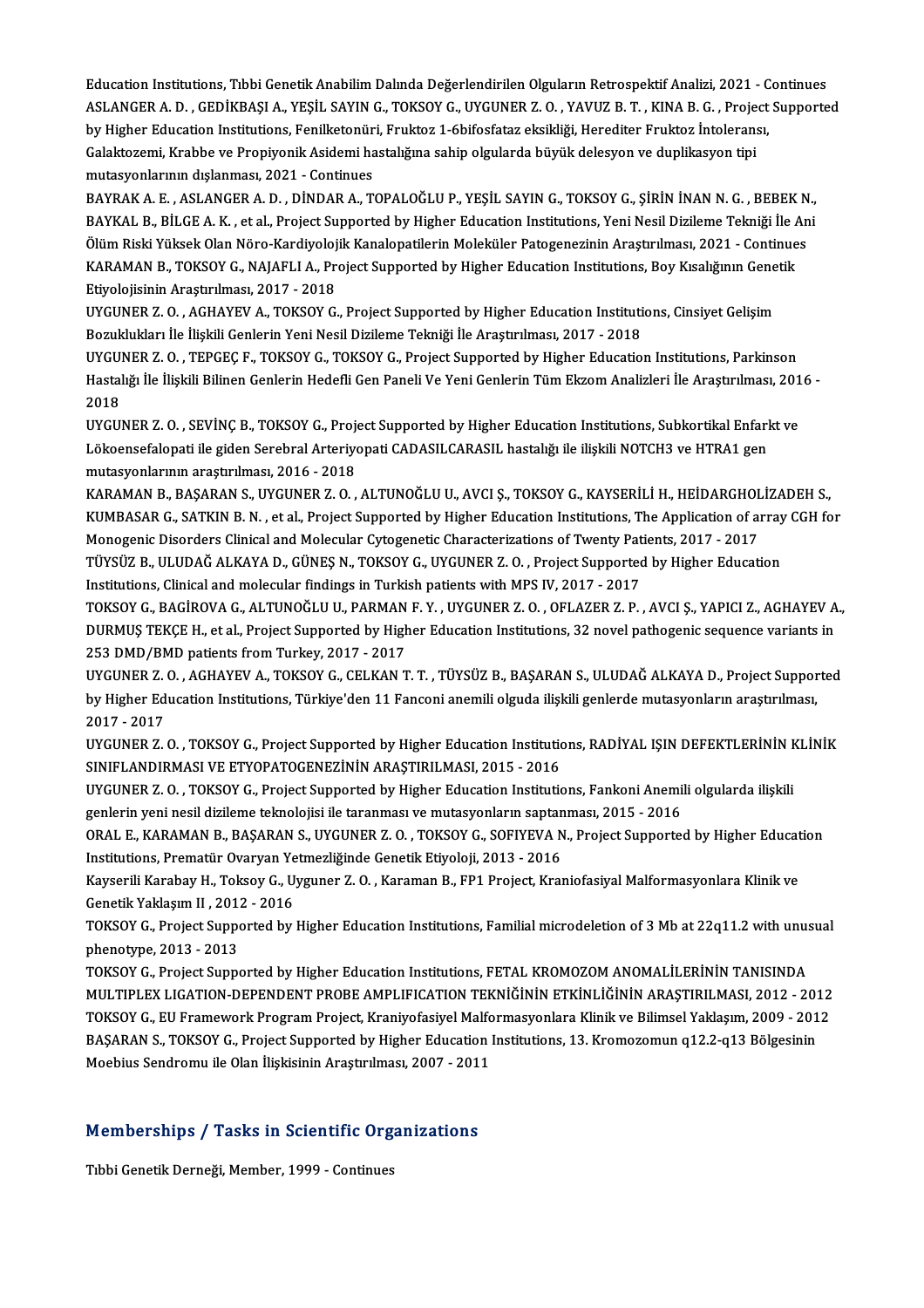Education Institutions, Tıbbi Genetik Anabilim Dalında Değerlendirilen Olguların Retrospektif Analizi, 2021 - Continues

ASLANGER A. D. , GEDİKBAŞI A., YEŞİL SAYIN G., TOKSOY G., UYGUNER Z. O. , YAVUZ B. T. , KINA B. G. , Project Supported by Higher Education Institutions, Fenilketonüri, Fruktoz 1-6bifosfataz eksikliği, Herediter Fruktoz İntoleransı, Galaktozemi, Krabbe ve Propiyonik Asidemi hastalığına sahip olgularda büyük delesyon ve duplikasyon tipi mutasyonlarının dışlanması, 2021 - Continues

BAYRAK A. E. , ASLANGER A. D. , DİNDAR A., TOPALOĞLU P., YEŞİL SAYIN G., TOKSOY G., ŞİRİN İNAN N. G. , BEBEK N., BAYKAL B., BİLGE A. K. , et al., Project Supported by Higher Education Institutions, Yeni Nesil Dizileme Tekniği İle Ani Ölüm Riski Yüksek Olan Nöro-Kardiyolojik Kanalopatilerin Moleküler Patogenezinin Araştırılması, 2021 - Continues

KARAMAN B., TOKSOY G., NAJAFLI A., Project Supported by Higher Education Institutions, Boy Kısalığının Genetik Etiyolojisinin Araştırılması, 2017 - 2018

UYGUNER Z. O. , AGHAYEV A., TOKSOY G., Project Supported by Higher Education Institutions, Cinsiyet Gelişim Bozuklukları İle İlişkili Genlerin Yeni Nesil Dizileme Tekniği İle Araştırılması, 2017 - 2018

UYGUNER Z. O. , TEPGEÇ F., TOKSOY G., TOKSOY G., Project Supported by Higher Education Institutions, Parkinson Hastalığı İle İlişkili Bilinen Genlerin Hedefli Gen Paneli Ve Yeni Genlerin Tüm Ekzom Analizleri İle Araştırılması, 2016 - 2018

UYGUNER Z. O. , SEVİNÇ B., TOKSOY G., Project Supported by Higher Education Institutions, Subkortikal Enfarkt ve Lökoensefalopati ile giden Serebral Arteriyopati CADASILCARASIL hastalığı ile ilişkili NOTCH3 ve HTRA1 gen mutasyonlarının araştırılması, 2016 - 2018

KARAMAN B., BAŞARAN S., UYGUNER Z. O. , ALTUNOĞLU U., AVCI Ş., TOKSOY G., KAYSERİLİ H., HEİDARGHOLİZADEH S., KUMBASAR G., SATKIN B. N. , et al., Project Supported by Higher Education Institutions, The Application of array CGH for Monogenic Disorders Clinical and Molecular Cytogenetic Characterizations of Twenty Patients, 2017 - 2017

TÜYSÜZ B., ULUDAĞ ALKAYA D., GÜNEŞ N., TOKSOY G., UYGUNER Z. O. , Project Supported by Higher Education Institutions, Clinical and molecular findings in Turkish patients with MPS IV, 2017 - 2017

TOKSOY G., BAGİROVA G., ALTUNOĞLU U., PARMAN F. Y. , UYGUNER Z. O. , OFLAZER Z. P. , AVCI Ş., YAPICI Z., AGHAYEV A., DURMUŞ TEKÇE H., et al., Project Supported by Higher Education Institutions, 32 novel pathogenic sequence variants in 253 DMD/BMD patients from Turkey, 2017 - 2017

UYGUNER Z. O. , AGHAYEV A., TOKSOY G., CELKAN T. T. , TÜYSÜZ B., BAŞARAN S., ULUDAĞ ALKAYA D., Project Supported by Higher Education Institutions, Türkiye'den 11 Fanconi anemili olguda ilişkili genlerde mutasyonların araştırılması, 2017 - 2017

UYGUNER Z. O. , TOKSOY G., Project Supported by Higher Education Institutions, RADİYAL IŞIN DEFEKTLERİNİN KLİNİK SINIFLANDIRMASI VE ETYOPATOGENEZİNİN ARAŞTIRILMASI, 2015 - 2016

UYGUNER Z. O. , TOKSOY G., Project Supported by Higher Education Institutions, Fankoni Anemili olgularda ilişkili genlerin yeni nesil dizileme teknolojisi ile taranması ve mutasyonların saptanması, 2015 - 2016

ORAL E., KARAMAN B., BAŞARAN S., UYGUNER Z. O. , TOKSOY G., SOFIYEVA N., Project Supported by Higher Education Institutions, Prematür Ovaryan Yetmezliğinde Genetik Etiyoloji, 2013 - 2016

Kayserili Karabay H., Toksoy G., Uyguner Z. O. , Karaman B., FP1 Project, Kraniofasiyal Malformasyonlara Klinik ve Genetik Yaklaşım II , 2012 - 2016

TOKSOY G., Project Supported by Higher Education Institutions, Familial microdeletion of 3 Mb at 22q11.2 with unusual phenotype, 2013 - 2013

TOKSOY G., Project Supported by Higher Education Institutions, FETAL KROMOZOM ANOMALİLERİNİN TANISINDA MULTIPLEX LIGATION-DEPENDENT PROBE AMPLIFICATION TEKNİĞİNİN ETKİNLİĞİNİN ARAŞTIRILMASI, 2012 - 2012

TOKSOY G., EU Framework Program Project, Kraniyofasiyel Malformasyonlara Klinik ve Bilimsel Yaklaşım, 2009 - 2012

BAŞARAN S., TOKSOY G., Project Supported by Higher Education Institutions, 13. Kromozomun q12.2-q13 Bölgesinin Moebius Sendromu ile Olan İlişkisinin Araştırılması, 2007 - 2011

## Memberships / Tasks in Scientific Organizations

Tıbbi Genetik Derneği, Member, 1999 - Continues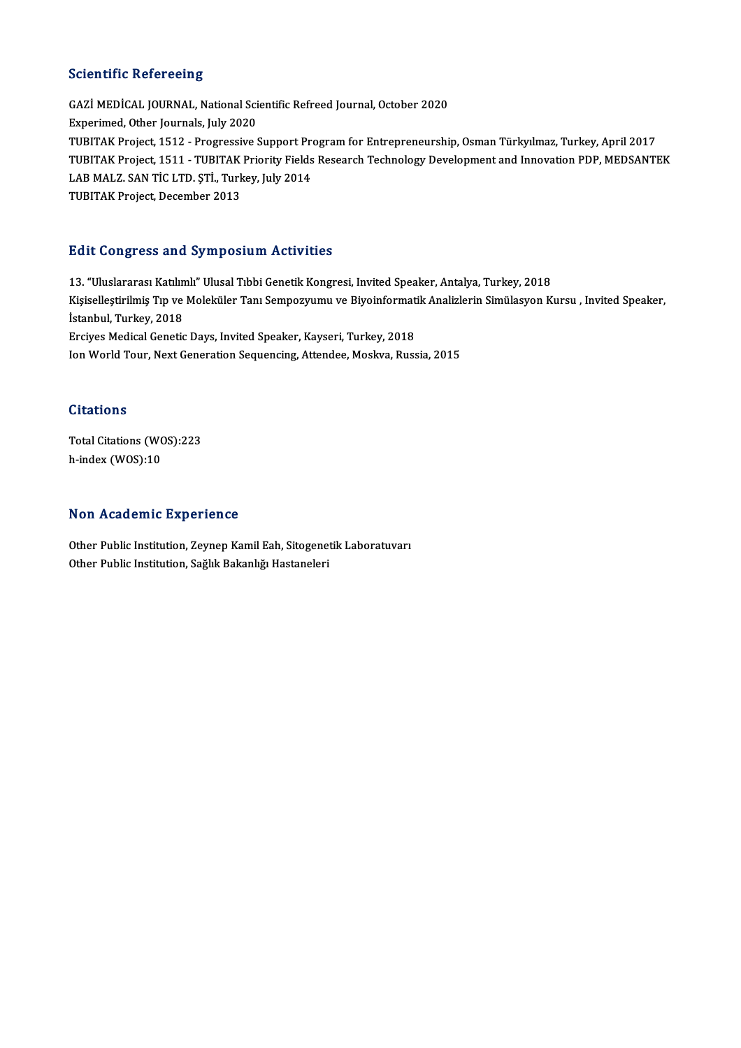## Scientific Refereeing

GAZİ MEDİCAL JOURNAL, National Scientific Refreed Journal, October 2020
Experimed, Other Journals, July 2020
TUBITAK Project, 1512 - Progressive Support Program for Entrepreneurship, Osman Türkyılmaz, Turkey, April 2017
TUBITAK Project, 1511 - TUBITAK Priority Fields Research Technology Development and Innovation PDP, MEDSANTEK LAB MALZ. SAN TİC LTD. ŞTİ., Turkey, July 2014
TUBITAK Project, December 2013

## Edit Congress and Symposium Activities

13. "Uluslararası Katılımlı" Ulusal Tıbbi Genetik Kongresi, Invited Speaker, Antalya, Turkey, 2018
Kişiselleştirilmiş Tıp ve Moleküler Tanı Sempozyumu ve Biyoinformatik Analizlerin Simülasyon Kursu , Invited Speaker, İstanbul, Turkey, 2018
Erciyes Medical Genetic Days, Invited Speaker, Kayseri, Turkey, 2018
Ion World Tour, Next Generation Sequencing, Attendee, Moskva, Russia, 2015

## Citations

Total Citations (WOS):223
h-index (WOS):10

## Non Academic Experience

Other Public Institution, Zeynep Kamil Eah, Sitogenetik Laboratuvarı
Other Public Institution, Sağlık Bakanlığı Hastaneleri